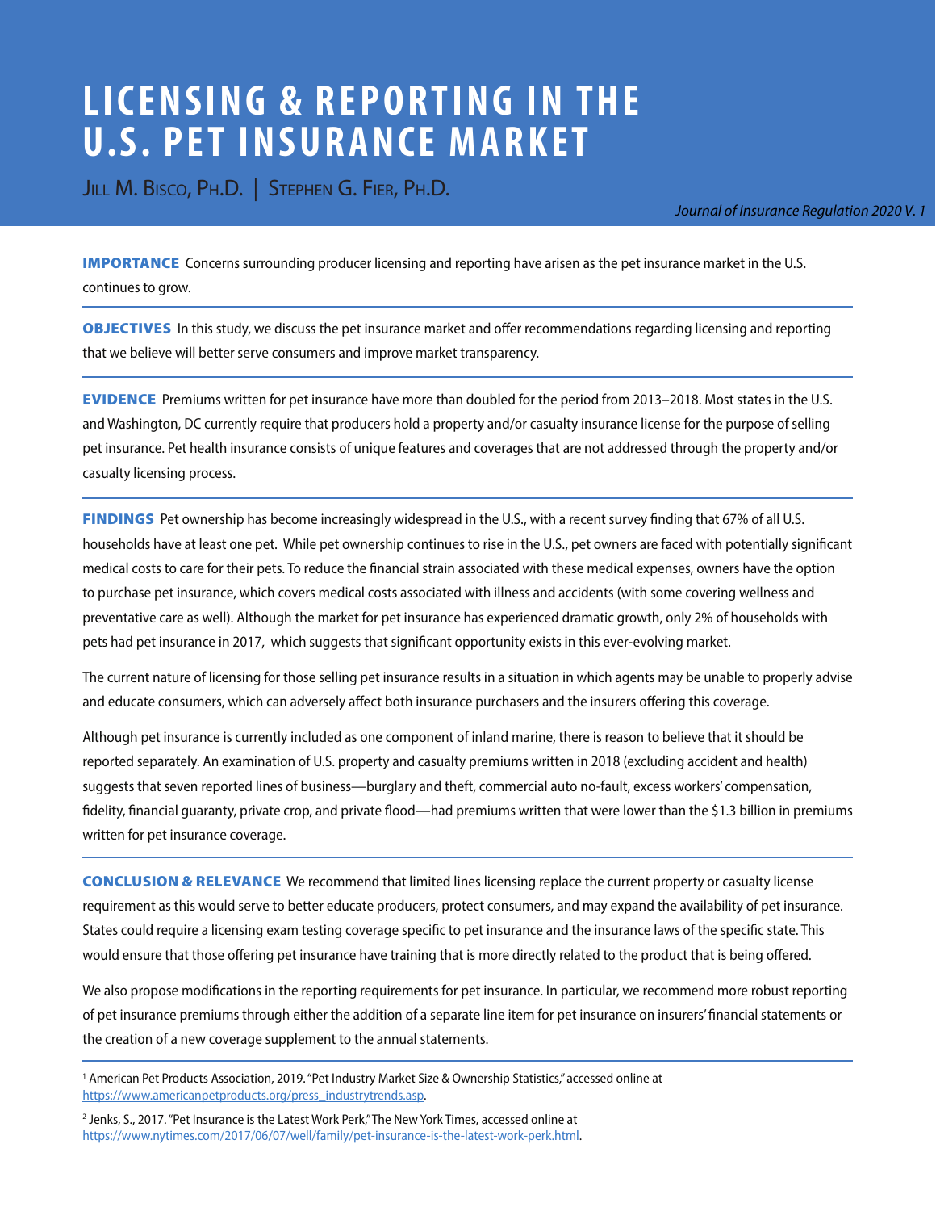# LICENSING & REPORTING IN THE U.S. PET INSURANCE MARKET

Jill M. Bisco, Ph.D. | Stephen G. Fier, Ph.D.

*Journal of Insurance Regulation 2020 V. 1*

**IMPORTANCE** Concerns surrounding producer licensing and reporting have arisen as the pet insurance market in the U.S. continues to grow.

**OBJECTIVES** In this study, we discuss the pet insurance market and offer recommendations regarding licensing and reporting that we believe will better serve consumers and improve market transparency.

**EVIDENCE** Premiums written for pet insurance have more than doubled for the period from 2013–2018. Most states in the U.S. and Washington, DC currently require that producers hold a property and/or casualty insurance license for the purpose of selling pet insurance. Pet health insurance consists of unique features and coverages that are not addressed through the property and/or casualty licensing process.

**FINDINGS** Pet ownership has become increasingly widespread in the U.S., with a recent survey finding that 67% of all U.S. households have at least one pet. While pet ownership continues to rise in the U.S., pet owners are faced with potentially significant medical costs to care for their pets. To reduce the financial strain associated with these medical expenses, owners have the option to purchase pet insurance, which covers medical costs associated with illness and accidents (with some covering wellness and preventative care as well). Although the market for pet insurance has experienced dramatic growth, only 2% of households with pets had pet insurance in 2017, which suggests that significant opportunity exists in this ever-evolving market.

The current nature of licensing for those selling pet insurance results in a situation in which agents may be unable to properly advise and educate consumers, which can adversely affect both insurance purchasers and the insurers offering this coverage.

Although pet insurance is currently included as one component of inland marine, there is reason to believe that it should be reported separately. An examination of U.S. property and casualty premiums written in 2018 (excluding accident and health) suggests that seven reported lines of business—burglary and theft, commercial auto no-fault, excess workers' compensation, fidelity, financial guaranty, private crop, and private flood—had premiums written that were lower than the $1.3 billion in premiums written for pet insurance coverage.

**CONCLUSION & RELEVANCE** We recommend that limited lines licensing replace the current property or casualty license requirement as this would serve to better educate producers, protect consumers, and may expand the availability of pet insurance. States could require a licensing exam testing coverage specific to pet insurance and the insurance laws of the specific state. This would ensure that those offering pet insurance have training that is more directly related to the product that is being offered.

We also propose modifications in the reporting requirements for pet insurance. In particular, we recommend more robust reporting of pet insurance premiums through either the addition of a separate line item for pet insurance on insurers' financial statements or the creation of a new coverage supplement to the annual statements.

---

[1] American Pet Products Association, 2019. "Pet Industry Market Size & Ownership Statistics," accessed online at https://www.americanpetproducts.org/press_industrytrends.asp.

[2] Jenks, S., 2017. "Pet Insurance is the Latest Work Perk," The New York Times, accessed online at https://www.nytimes.com/2017/06/07/well/family/pet-insurance-is-the-latest-work-perk.html.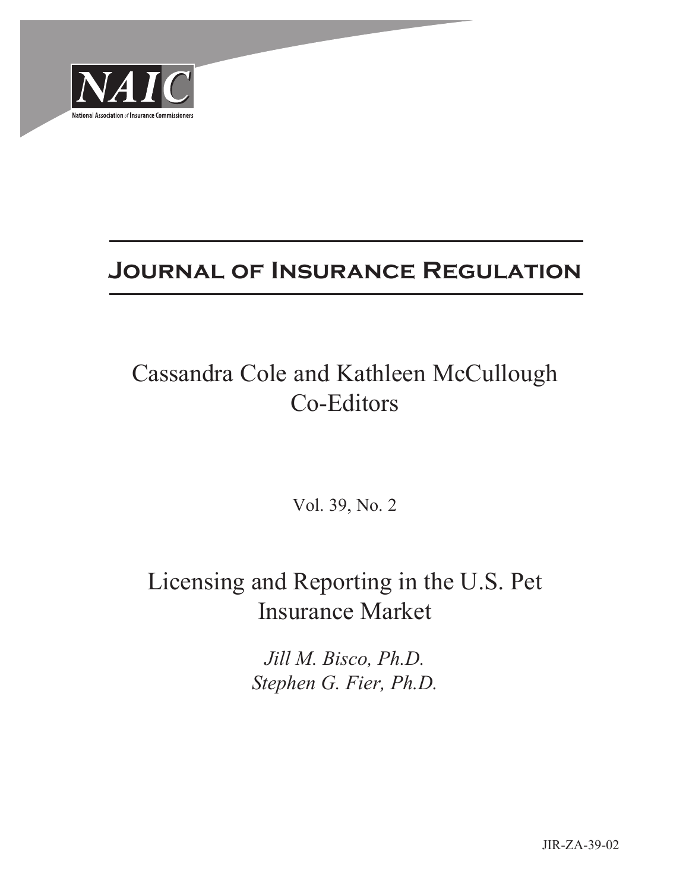NAIC

National Association of Insurance Commissioners

# Journal of Insurance Regulation

Cassandra Cole and Kathleen McCullough
Co-Editors

Vol. 39, No. 2

## Licensing and Reporting in the U.S. Pet Insurance Market

*Jill M. Bisco, Ph.D.*
*Stephen G. Fier, Ph.D.*

JIR-ZA-39-02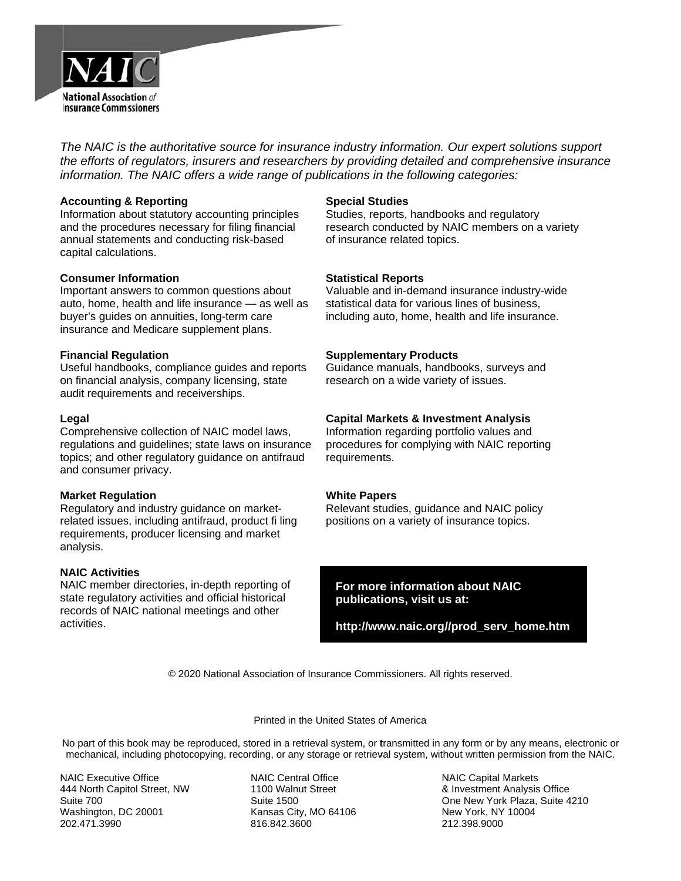NAIC

National Association *of* Insurance Commissioners

*The NAIC is the authoritative source for insurance industry information. Our expert solutions support the efforts of regulators, insurers and researchers by providing detailed and comprehensive insurance information. The NAIC offers a wide range of publications in the following categories:*

**Accounting & Reporting**
Information about statutory accounting principles and the procedures necessary for filing financial annual statements and conducting risk-based capital calculations.

**Consumer Information**
Important answers to common questions about auto, home, health and life insurance — as well as buyer's guides on annuities, long-term care insurance and Medicare supplement plans.

**Financial Regulation**
Useful handbooks, compliance guides and reports on financial analysis, company licensing, state audit requirements and receiverships.

**Legal**
Comprehensive collection of NAIC model laws, regulations and guidelines; state laws on insurance topics; and other regulatory guidance on antifraud and consumer privacy.

**Market Regulation**
Regulatory and industry guidance on market-related issues, including antifraud, product filing requirements, producer licensing and market analysis.

**NAIC Activities**
NAIC member directories, in-depth reporting of state regulatory activities and official historical records of NAIC national meetings and other activities.

**Special Studies**
Studies, reports, handbooks and regulatory research conducted by NAIC members on a variety of insurance related topics.

**Statistical Reports**
Valuable and in-demand insurance industry-wide statistical data for various lines of business, including auto, home, health and life insurance.

**Supplementary Products**
Guidance manuals, handbooks, surveys and research on a wide variety of issues.

**Capital Markets & Investment Analysis**
Information regarding portfolio values and procedures for complying with NAIC reporting requirements.

**White Papers**
Relevant studies, guidance and NAIC policy positions on a variety of insurance topics.

**For more information about NAIC publications, visit us at:**

**http://www.naic.org//prod_serv_home.htm**

© 2020 National Association of Insurance Commissioners. All rights reserved.

Printed in the United States of America

No part of this book may be reproduced, stored in a retrieval system, or transmitted in any form or by any means, electronic or mechanical, including photocopying, recording, or any storage or retrieval system, without written permission from the NAIC.

NAIC Executive Office
444 North Capitol Street, NW
Suite 700
Washington, DC 20001
202.471.3990

NAIC Central Office
1100 Walnut Street
Suite 1500
Kansas City, MO 64106
816.842.3600

NAIC Capital Markets
& Investment Analysis Office
One New York Plaza, Suite 4210
New York, NY 10004
212.398.9000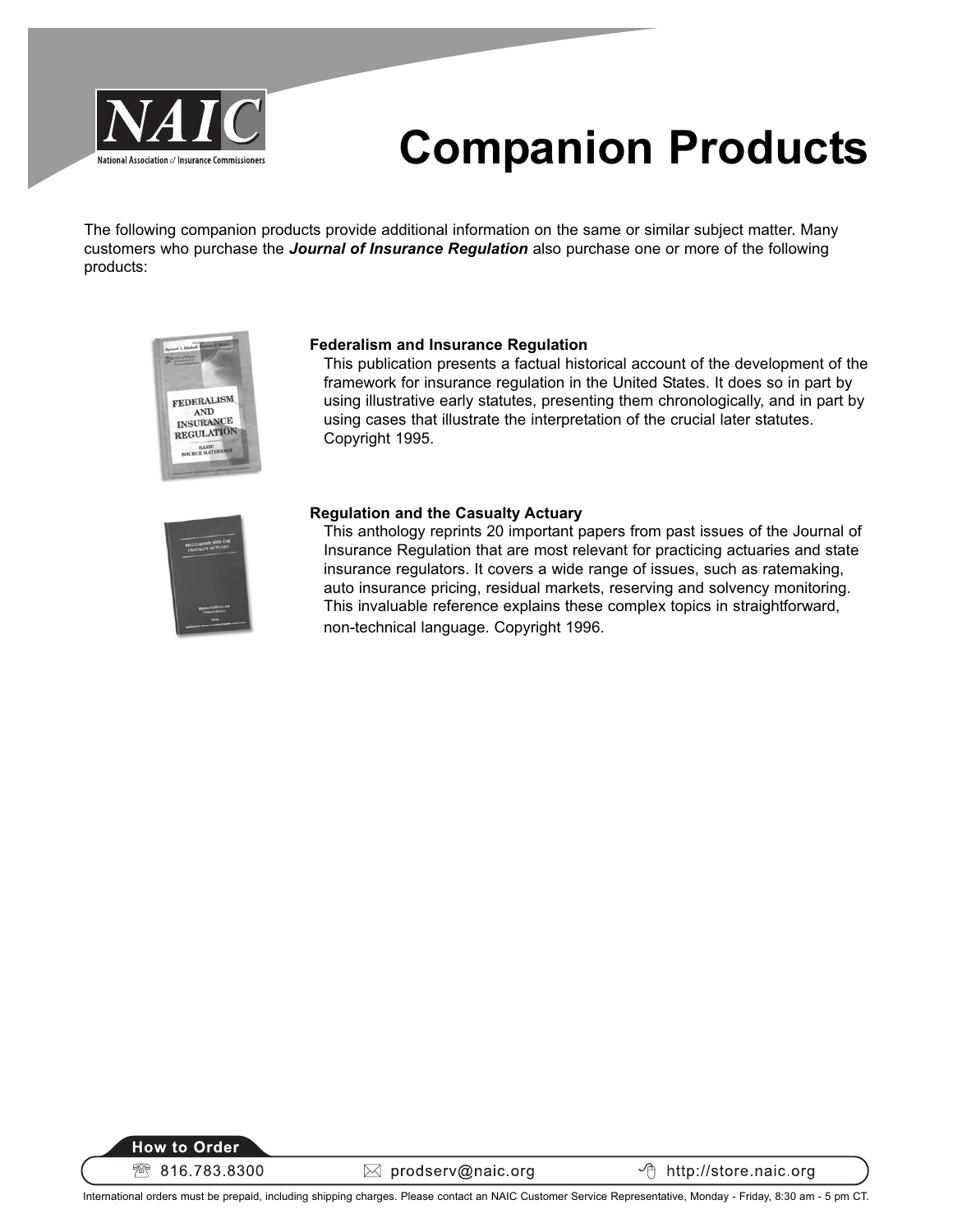NAIC

National Association of Insurance Commissioners

# Companion Products

The following companion products provide additional information on the same or similar subject matter. Many customers who purchase the ***Journal of Insurance Regulation*** also purchase one or more of the following products:

**Federalism and Insurance Regulation**

This publication presents a factual historical account of the development of the framework for insurance regulation in the United States. It does so in part by using illustrative early statutes, presenting them chronologically, and in part by using cases that illustrate the interpretation of the crucial later statutes. Copyright 1995.

**Regulation and the Casualty Actuary**

This anthology reprints 20 important papers from past issues of the Journal of Insurance Regulation that are most relevant for practicing actuaries and state insurance regulators. It covers a wide range of issues, such as ratemaking, auto insurance pricing, residual markets, reserving and solvency monitoring. This invaluable reference explains these complex topics in straightforward, non-technical language. Copyright 1996.

**How to Order**

816.783.8300 | prodserv@naic.org | http://store.naic.org

International orders must be prepaid, including shipping charges. Please contact an NAIC Customer Service Representative, Monday - Friday, 8:30 am - 5 pm CT.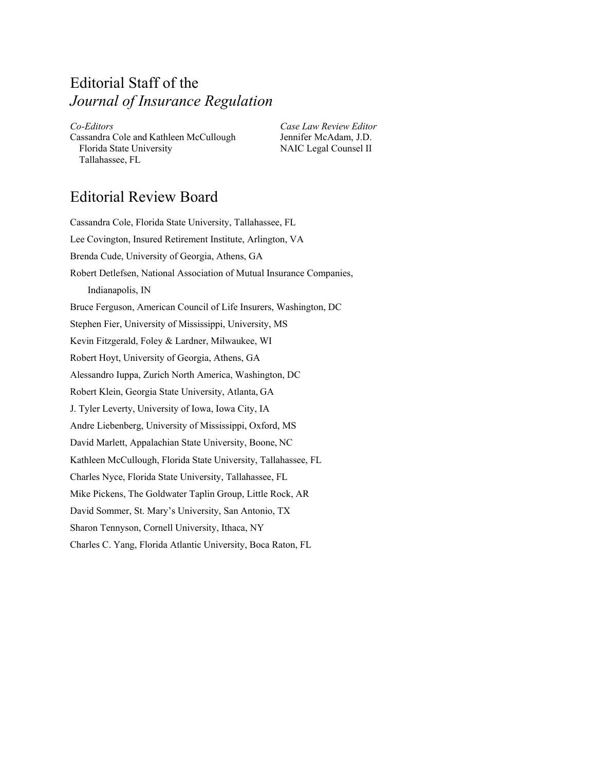# Editorial Staff of the *Journal of Insurance Regulation*

*Co-Editors*
Cassandra Cole and Kathleen McCullough
Florida State University
Tallahassee, FL

*Case Law Review Editor*
Jennifer McAdam, J.D.
NAIC Legal Counsel II

# Editorial Review Board

Cassandra Cole, Florida State University, Tallahassee, FL

Lee Covington, Insured Retirement Institute, Arlington, VA

Brenda Cude, University of Georgia, Athens, GA

Robert Detlefsen, National Association of Mutual Insurance Companies, Indianapolis, IN

Bruce Ferguson, American Council of Life Insurers, Washington, DC

Stephen Fier, University of Mississippi, University, MS

Kevin Fitzgerald, Foley & Lardner, Milwaukee, WI

Robert Hoyt, University of Georgia, Athens, GA

Alessandro Iuppa, Zurich North America, Washington, DC

Robert Klein, Georgia State University, Atlanta, GA

J. Tyler Leverty, University of Iowa, Iowa City, IA

Andre Liebenberg, University of Mississippi, Oxford, MS

David Marlett, Appalachian State University, Boone, NC

Kathleen McCullough, Florida State University, Tallahassee, FL

Charles Nyce, Florida State University, Tallahassee, FL

Mike Pickens, The Goldwater Taplin Group, Little Rock, AR

David Sommer, St. Mary's University, San Antonio, TX

Sharon Tennyson, Cornell University, Ithaca, NY

Charles C. Yang, Florida Atlantic University, Boca Raton, FL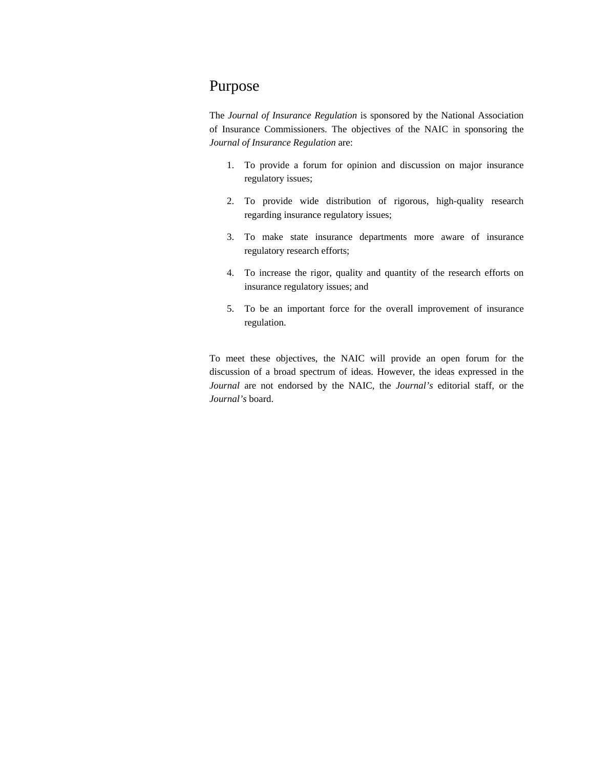# Purpose

The *Journal of Insurance Regulation* is sponsored by the National Association of Insurance Commissioners. The objectives of the NAIC in sponsoring the *Journal of Insurance Regulation* are:

1. To provide a forum for opinion and discussion on major insurance regulatory issues;
2. To provide wide distribution of rigorous, high-quality research regarding insurance regulatory issues;
3. To make state insurance departments more aware of insurance regulatory research efforts;
4. To increase the rigor, quality and quantity of the research efforts on insurance regulatory issues; and
5. To be an important force for the overall improvement of insurance regulation.

To meet these objectives, the NAIC will provide an open forum for the discussion of a broad spectrum of ideas. However, the ideas expressed in the *Journal* are not endorsed by the NAIC, the *Journal's* editorial staff, or the *Journal's* board.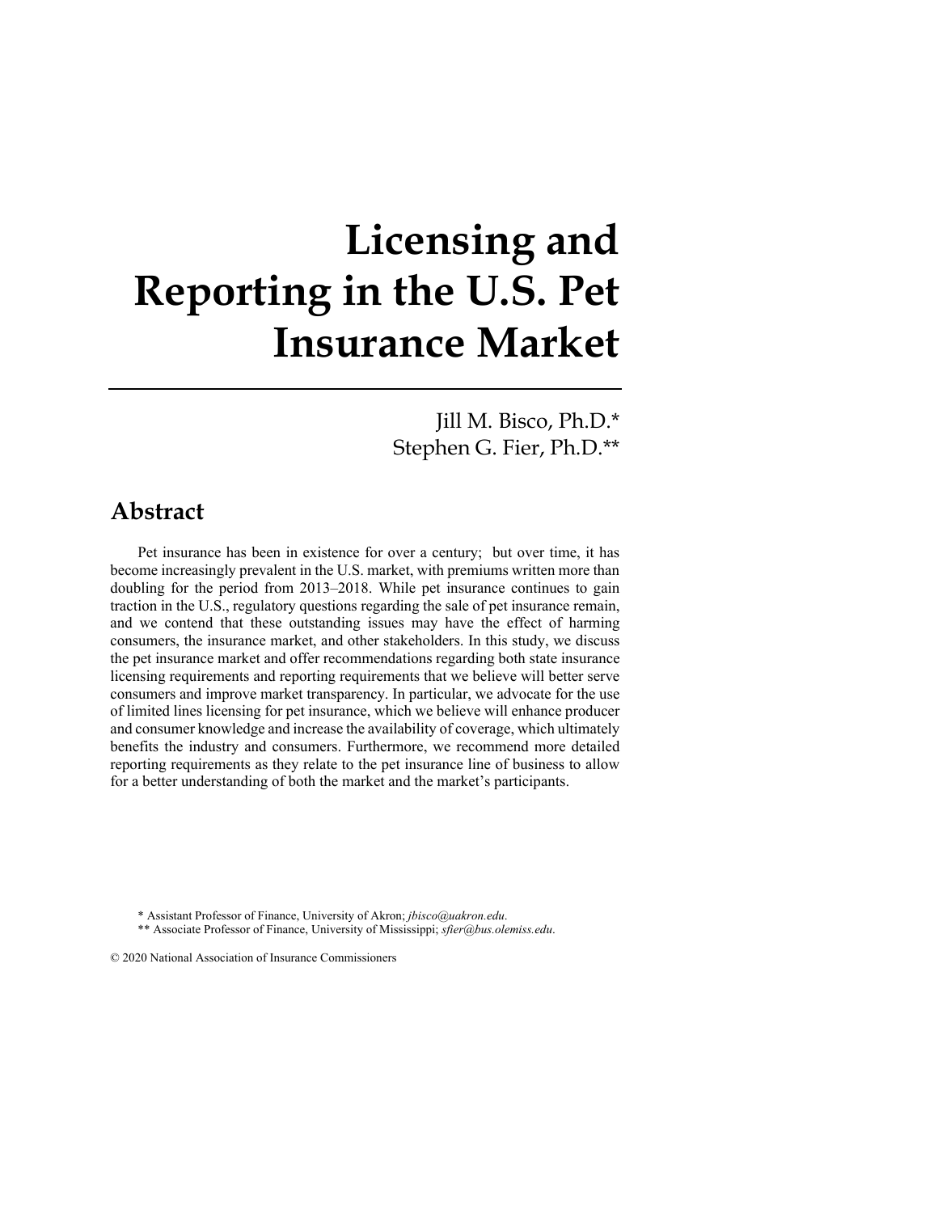# Licensing and Reporting in the U.S. Pet Insurance Market

Jill M. Bisco, Ph.D.*
Stephen G. Fier, Ph.D.**

## Abstract

Pet insurance has been in existence for over a century; but over time, it has become increasingly prevalent in the U.S. market, with premiums written more than doubling for the period from 2013–2018. While pet insurance continues to gain traction in the U.S., regulatory questions regarding the sale of pet insurance remain, and we contend that these outstanding issues may have the effect of harming consumers, the insurance market, and other stakeholders. In this study, we discuss the pet insurance market and offer recommendations regarding both state insurance licensing requirements and reporting requirements that we believe will better serve consumers and improve market transparency. In particular, we advocate for the use of limited lines licensing for pet insurance, which we believe will enhance producer and consumer knowledge and increase the availability of coverage, which ultimately benefits the industry and consumers. Furthermore, we recommend more detailed reporting requirements as they relate to the pet insurance line of business to allow for a better understanding of both the market and the market's participants.

\* Assistant Professor of Finance, University of Akron; *jbisco@uakron.edu*.

\*\* Associate Professor of Finance, University of Mississippi; *sfier@bus.olemiss.edu*.

© 2020 National Association of Insurance Commissioners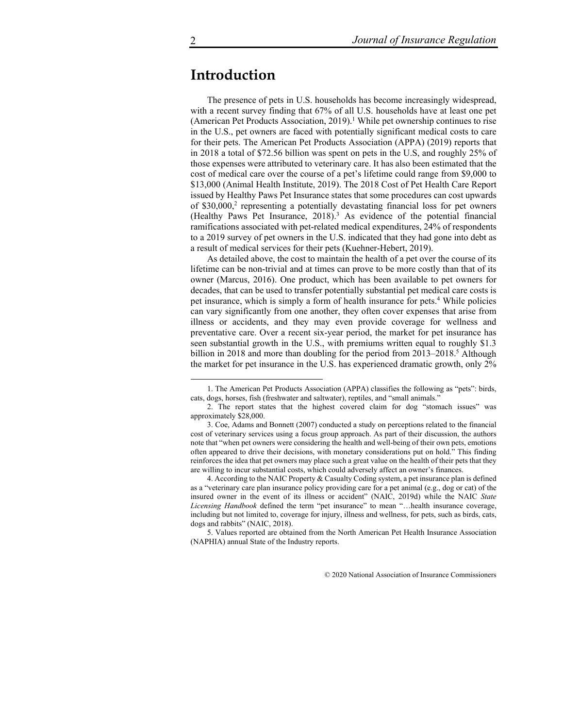# Introduction

The presence of pets in U.S. households has become increasingly widespread, with a recent survey finding that 67% of all U.S. households have at least one pet (American Pet Products Association, 2019).[1] While pet ownership continues to rise in the U.S., pet owners are faced with potentially significant medical costs to care for their pets. The American Pet Products Association (APPA) (2019) reports that in 2018 a total of $72.56 billion was spent on pets in the U.S, and roughly 25% of those expenses were attributed to veterinary care. It has also been estimated that the cost of medical care over the course of a pet's lifetime could range from $9,000 to $13,000 (Animal Health Institute, 2019). The 2018 Cost of Pet Health Care Report issued by Healthy Paws Pet Insurance states that some procedures can cost upwards of $30,000,[2] representing a potentially devastating financial loss for pet owners (Healthy Paws Pet Insurance, 2018).[3] As evidence of the potential financial ramifications associated with pet-related medical expenditures, 24% of respondents to a 2019 survey of pet owners in the U.S. indicated that they had gone into debt as a result of medical services for their pets (Kuehner-Hebert, 2019).

As detailed above, the cost to maintain the health of a pet over the course of its lifetime can be non-trivial and at times can prove to be more costly than that of its owner (Marcus, 2016). One product, which has been available to pet owners for decades, that can be used to transfer potentially substantial pet medical care costs is pet insurance, which is simply a form of health insurance for pets.[4] While policies can vary significantly from one another, they often cover expenses that arise from illness or accidents, and they may even provide coverage for wellness and preventative care. Over a recent six-year period, the market for pet insurance has seen substantial growth in the U.S., with premiums written equal to roughly $1.3 billion in 2018 and more than doubling for the period from 2013–2018.[5] Although the market for pet insurance in the U.S. has experienced dramatic growth, only 2%

---

1. The American Pet Products Association (APPA) classifies the following as "pets": birds, cats, dogs, horses, fish (freshwater and saltwater), reptiles, and "small animals."

2. The report states that the highest covered claim for dog "stomach issues" was approximately $28,000.

3. Coe, Adams and Bonnett (2007) conducted a study on perceptions related to the financial cost of veterinary services using a focus group approach. As part of their discussion, the authors note that "when pet owners were considering the health and well-being of their own pets, emotions often appeared to drive their decisions, with monetary considerations put on hold." This finding reinforces the idea that pet owners may place such a great value on the health of their pets that they are willing to incur substantial costs, which could adversely affect an owner's finances.

4. According to the NAIC Property & Casualty Coding system, a pet insurance plan is defined as a "veterinary care plan insurance policy providing care for a pet animal (e.g., dog or cat) of the insured owner in the event of its illness or accident" (NAIC, 2019d) while the NAIC *State Licensing Handbook* defined the term "pet insurance" to mean "…health insurance coverage, including but not limited to, coverage for injury, illness and wellness, for pets, such as birds, cats, dogs and rabbits" (NAIC, 2018).

5. Values reported are obtained from the North American Pet Health Insurance Association (NAPHIA) annual State of the Industry reports.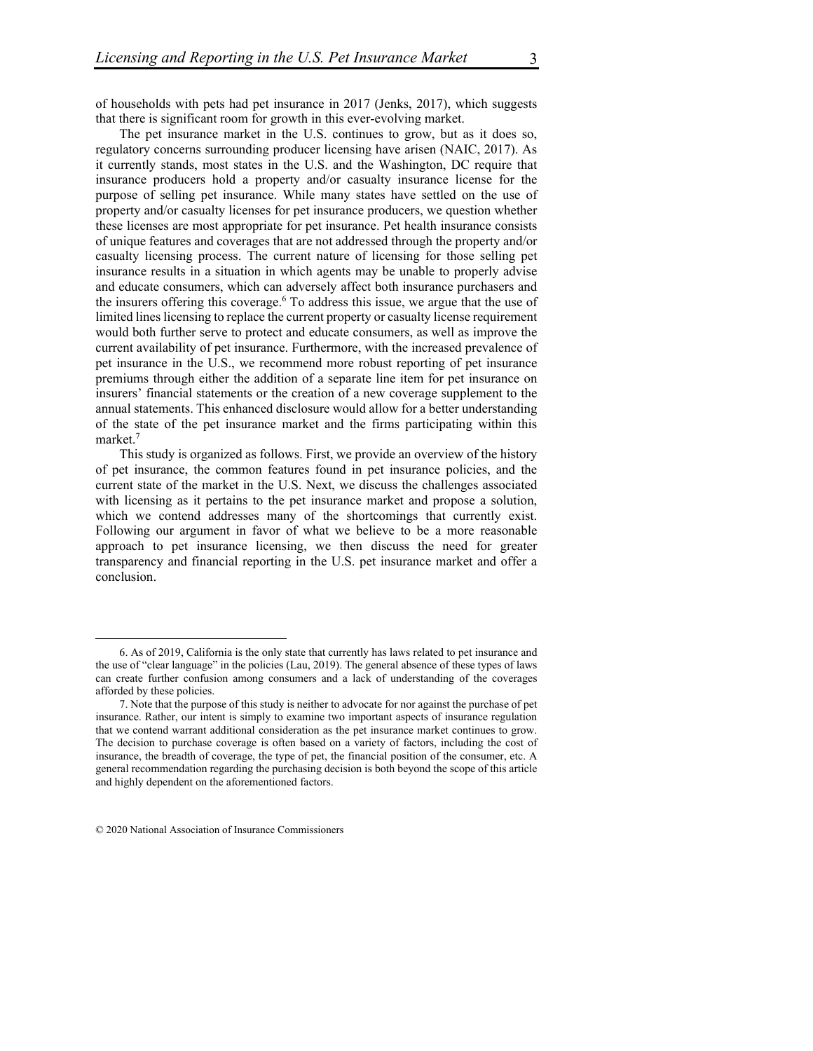of households with pets had pet insurance in 2017 (Jenks, 2017), which suggests that there is significant room for growth in this ever-evolving market.

The pet insurance market in the U.S. continues to grow, but as it does so, regulatory concerns surrounding producer licensing have arisen (NAIC, 2017). As it currently stands, most states in the U.S. and the Washington, DC require that insurance producers hold a property and/or casualty insurance license for the purpose of selling pet insurance. While many states have settled on the use of property and/or casualty licenses for pet insurance producers, we question whether these licenses are most appropriate for pet insurance. Pet health insurance consists of unique features and coverages that are not addressed through the property and/or casualty licensing process. The current nature of licensing for those selling pet insurance results in a situation in which agents may be unable to properly advise and educate consumers, which can adversely affect both insurance purchasers and the insurers offering this coverage.[6] To address this issue, we argue that the use of limited lines licensing to replace the current property or casualty license requirement would both further serve to protect and educate consumers, as well as improve the current availability of pet insurance. Furthermore, with the increased prevalence of pet insurance in the U.S., we recommend more robust reporting of pet insurance premiums through either the addition of a separate line item for pet insurance on insurers' financial statements or the creation of a new coverage supplement to the annual statements. This enhanced disclosure would allow for a better understanding of the state of the pet insurance market and the firms participating within this market.[7]

This study is organized as follows. First, we provide an overview of the history of pet insurance, the common features found in pet insurance policies, and the current state of the market in the U.S. Next, we discuss the challenges associated with licensing as it pertains to the pet insurance market and propose a solution, which we contend addresses many of the shortcomings that currently exist. Following our argument in favor of what we believe to be a more reasonable approach to pet insurance licensing, we then discuss the need for greater transparency and financial reporting in the U.S. pet insurance market and offer a conclusion.

---

6. As of 2019, California is the only state that currently has laws related to pet insurance and the use of "clear language" in the policies (Lau, 2019). The general absence of these types of laws can create further confusion among consumers and a lack of understanding of the coverages afforded by these policies.

7. Note that the purpose of this study is neither to advocate for nor against the purchase of pet insurance. Rather, our intent is simply to examine two important aspects of insurance regulation that we contend warrant additional consideration as the pet insurance market continues to grow. The decision to purchase coverage is often based on a variety of factors, including the cost of insurance, the breadth of coverage, the type of pet, the financial position of the consumer, etc. A general recommendation regarding the purchasing decision is both beyond the scope of this article and highly dependent on the aforementioned factors.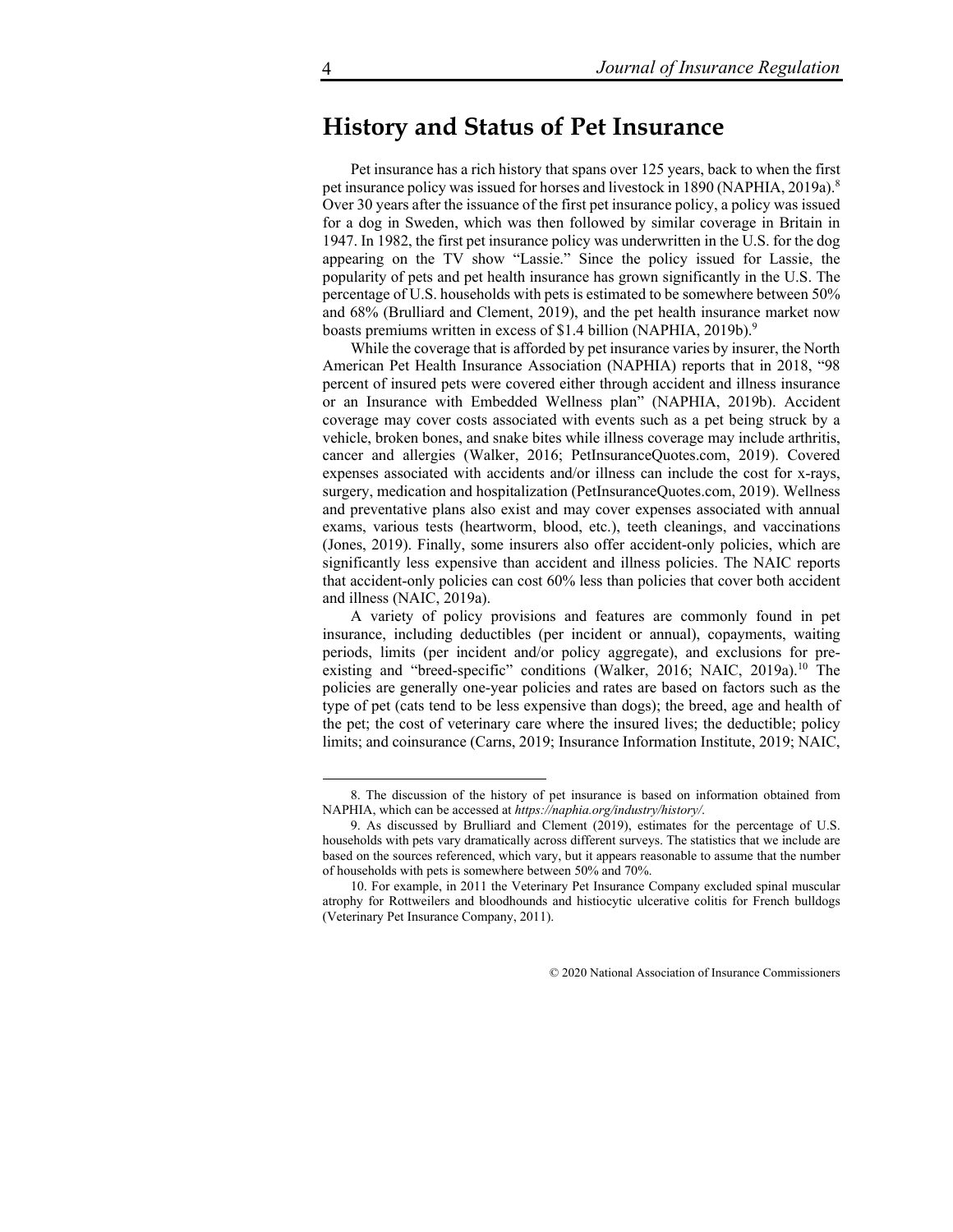## History and Status of Pet Insurance

Pet insurance has a rich history that spans over 125 years, back to when the first pet insurance policy was issued for horses and livestock in 1890 (NAPHIA, 2019a).[8] Over 30 years after the issuance of the first pet insurance policy, a policy was issued for a dog in Sweden, which was then followed by similar coverage in Britain in 1947. In 1982, the first pet insurance policy was underwritten in the U.S. for the dog appearing on the TV show "Lassie." Since the policy issued for Lassie, the popularity of pets and pet health insurance has grown significantly in the U.S. The percentage of U.S. households with pets is estimated to be somewhere between 50% and 68% (Brulliard and Clement, 2019), and the pet health insurance market now boasts premiums written in excess of $1.4 billion (NAPHIA, 2019b).[9]

While the coverage that is afforded by pet insurance varies by insurer, the North American Pet Health Insurance Association (NAPHIA) reports that in 2018, "98 percent of insured pets were covered either through accident and illness insurance or an Insurance with Embedded Wellness plan" (NAPHIA, 2019b). Accident coverage may cover costs associated with events such as a pet being struck by a vehicle, broken bones, and snake bites while illness coverage may include arthritis, cancer and allergies (Walker, 2016; PetInsuranceQuotes.com, 2019). Covered expenses associated with accidents and/or illness can include the cost for x-rays, surgery, medication and hospitalization (PetInsuranceQuotes.com, 2019). Wellness and preventative plans also exist and may cover expenses associated with annual exams, various tests (heartworm, blood, etc.), teeth cleanings, and vaccinations (Jones, 2019). Finally, some insurers also offer accident-only policies, which are significantly less expensive than accident and illness policies. The NAIC reports that accident-only policies can cost 60% less than policies that cover both accident and illness (NAIC, 2019a).

A variety of policy provisions and features are commonly found in pet insurance, including deductibles (per incident or annual), copayments, waiting periods, limits (per incident and/or policy aggregate), and exclusions for pre-existing and "breed-specific" conditions (Walker, 2016; NAIC, 2019a).[10] The policies are generally one-year policies and rates are based on factors such as the type of pet (cats tend to be less expensive than dogs); the breed, age and health of the pet; the cost of veterinary care where the insured lives; the deductible; policy limits; and coinsurance (Carns, 2019; Insurance Information Institute, 2019; NAIC,

---

8. The discussion of the history of pet insurance is based on information obtained from NAPHIA, which can be accessed at *https://naphia.org/industry/history/*.

9. As discussed by Brulliard and Clement (2019), estimates for the percentage of U.S. households with pets vary dramatically across different surveys. The statistics that we include are based on the sources referenced, which vary, but it appears reasonable to assume that the number of households with pets is somewhere between 50% and 70%.

10. For example, in 2011 the Veterinary Pet Insurance Company excluded spinal muscular atrophy for Rottweilers and bloodhounds and histiocytic ulcerative colitis for French bulldogs (Veterinary Pet Insurance Company, 2011).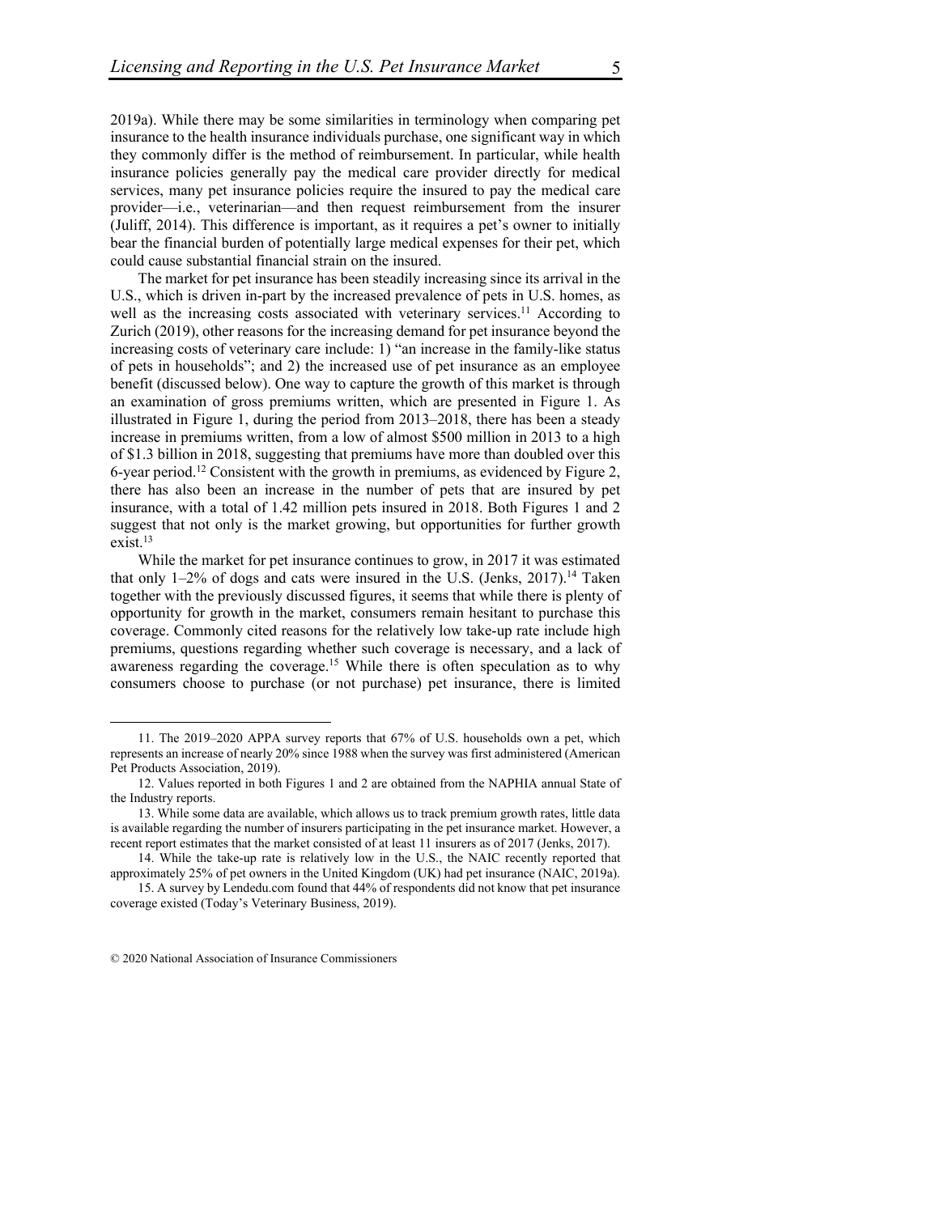2019a). While there may be some similarities in terminology when comparing pet insurance to the health insurance individuals purchase, one significant way in which they commonly differ is the method of reimbursement. In particular, while health insurance policies generally pay the medical care provider directly for medical services, many pet insurance policies require the insured to pay the medical care provider—i.e., veterinarian—and then request reimbursement from the insurer (Juliff, 2014). This difference is important, as it requires a pet's owner to initially bear the financial burden of potentially large medical expenses for their pet, which could cause substantial financial strain on the insured.

The market for pet insurance has been steadily increasing since its arrival in the U.S., which is driven in-part by the increased prevalence of pets in U.S. homes, as well as the increasing costs associated with veterinary services.[11] According to Zurich (2019), other reasons for the increasing demand for pet insurance beyond the increasing costs of veterinary care include: 1) "an increase in the family-like status of pets in households"; and 2) the increased use of pet insurance as an employee benefit (discussed below). One way to capture the growth of this market is through an examination of gross premiums written, which are presented in Figure 1. As illustrated in Figure 1, during the period from 2013–2018, there has been a steady increase in premiums written, from a low of almost $500 million in 2013 to a high of $1.3 billion in 2018, suggesting that premiums have more than doubled over this 6-year period.[12] Consistent with the growth in premiums, as evidenced by Figure 2, there has also been an increase in the number of pets that are insured by pet insurance, with a total of 1.42 million pets insured in 2018. Both Figures 1 and 2 suggest that not only is the market growing, but opportunities for further growth exist.[13]

While the market for pet insurance continues to grow, in 2017 it was estimated that only 1–2% of dogs and cats were insured in the U.S. (Jenks, 2017).[14] Taken together with the previously discussed figures, it seems that while there is plenty of opportunity for growth in the market, consumers remain hesitant to purchase this coverage. Commonly cited reasons for the relatively low take-up rate include high premiums, questions regarding whether such coverage is necessary, and a lack of awareness regarding the coverage.[15] While there is often speculation as to why consumers choose to purchase (or not purchase) pet insurance, there is limited

---

11. The 2019–2020 APPA survey reports that 67% of U.S. households own a pet, which represents an increase of nearly 20% since 1988 when the survey was first administered (American Pet Products Association, 2019).

12. Values reported in both Figures 1 and 2 are obtained from the NAPHIA annual State of the Industry reports.

13. While some data are available, which allows us to track premium growth rates, little data is available regarding the number of insurers participating in the pet insurance market. However, a recent report estimates that the market consisted of at least 11 insurers as of 2017 (Jenks, 2017).

14. While the take-up rate is relatively low in the U.S., the NAIC recently reported that approximately 25% of pet owners in the United Kingdom (UK) had pet insurance (NAIC, 2019a).

15. A survey by Lendedu.com found that 44% of respondents did not know that pet insurance coverage existed (Today's Veterinary Business, 2019).

© 2020 National Association of Insurance Commissioners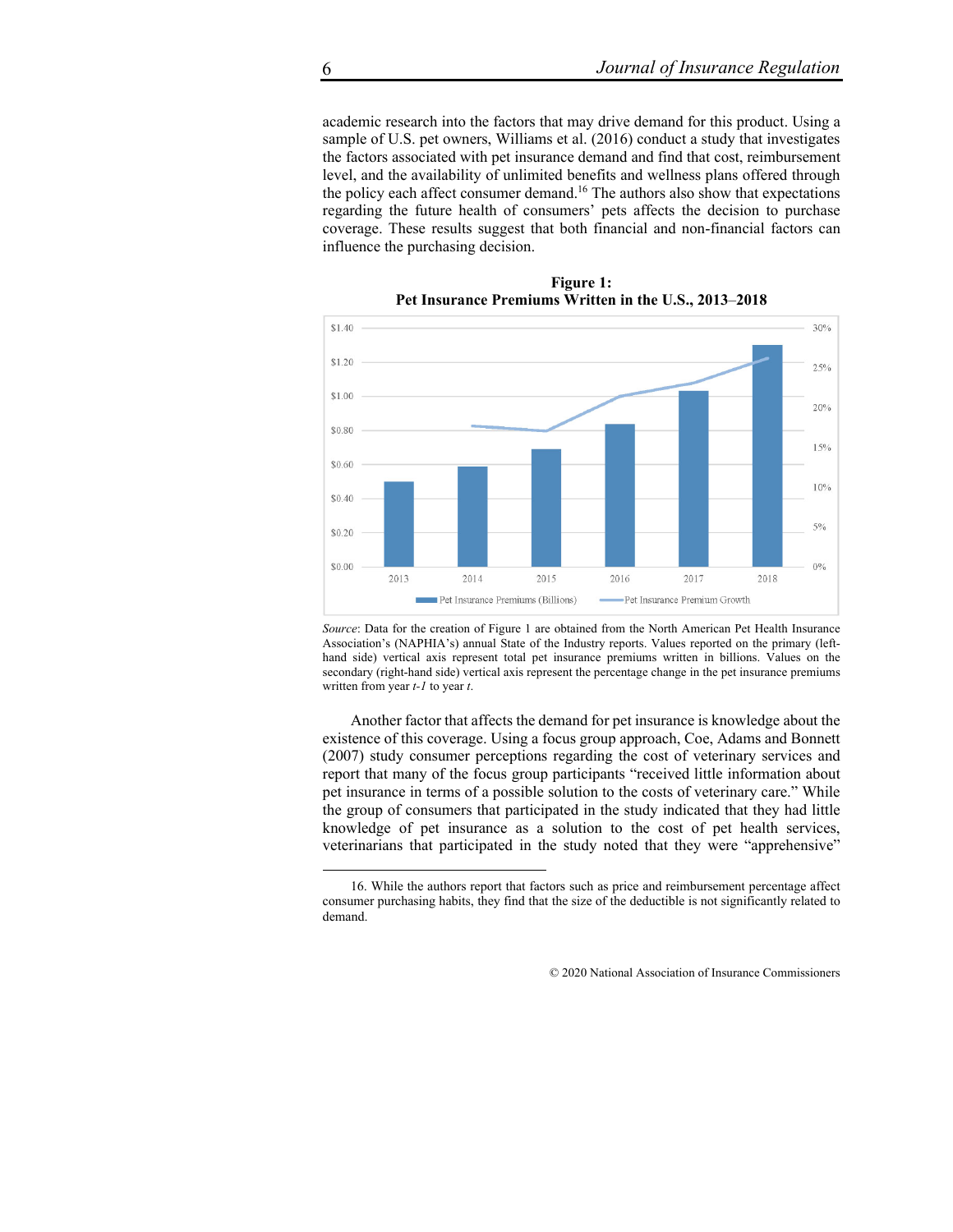academic research into the factors that may drive demand for this product. Using a sample of U.S. pet owners, Williams et al. (2016) conduct a study that investigates the factors associated with pet insurance demand and find that cost, reimbursement level, and the availability of unlimited benefits and wellness plans offered through the policy each affect consumer demand.[16] The authors also show that expectations regarding the future health of consumers' pets affects the decision to purchase coverage. These results suggest that both financial and non-financial factors can influence the purchasing decision.

**Figure 1:**
**Pet Insurance Premiums Written in the U.S., 2013–2018**

*Source*: Data for the creation of Figure 1 are obtained from the North American Pet Health Insurance Association's (NAPHIA's) annual State of the Industry reports. Values reported on the primary (left-hand side) vertical axis represent total pet insurance premiums written in billions. Values on the secondary (right-hand side) vertical axis represent the percentage change in the pet insurance premiums written from year *t-1* to year *t*.

Another factor that affects the demand for pet insurance is knowledge about the existence of this coverage. Using a focus group approach, Coe, Adams and Bonnett (2007) study consumer perceptions regarding the cost of veterinary services and report that many of the focus group participants "received little information about pet insurance in terms of a possible solution to the costs of veterinary care." While the group of consumers that participated in the study indicated that they had little knowledge of pet insurance as a solution to the cost of pet health services, veterinarians that participated in the study noted that they were "apprehensive"

16. While the authors report that factors such as price and reimbursement percentage affect consumer purchasing habits, they find that the size of the deductible is not significantly related to demand.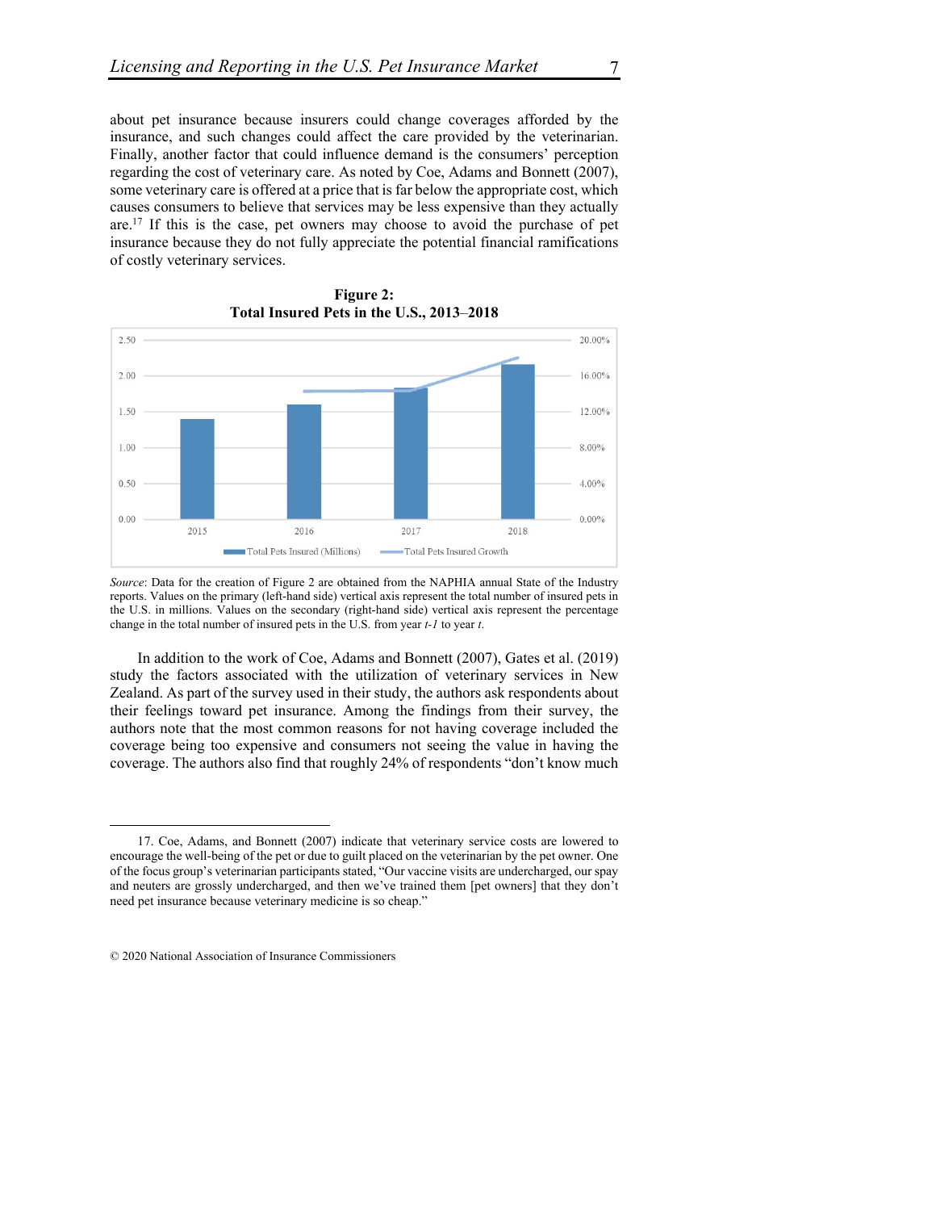about pet insurance because insurers could change coverages afforded by the insurance, and such changes could affect the care provided by the veterinarian. Finally, another factor that could influence demand is the consumers' perception regarding the cost of veterinary care. As noted by Coe, Adams and Bonnett (2007), some veterinary care is offered at a price that is far below the appropriate cost, which causes consumers to believe that services may be less expensive than they actually are.[17] If this is the case, pet owners may choose to avoid the purchase of pet insurance because they do not fully appreciate the potential financial ramifications of costly veterinary services.

**Figure 2:**
**Total Insured Pets in the U.S., 2013–2018**

*Source*: Data for the creation of Figure 2 are obtained from the NAPHIA annual State of the Industry reports. Values on the primary (left-hand side) vertical axis represent the total number of insured pets in the U.S. in millions. Values on the secondary (right-hand side) vertical axis represent the percentage change in the total number of insured pets in the U.S. from year *t-1* to year *t*.

In addition to the work of Coe, Adams and Bonnett (2007), Gates et al. (2019) study the factors associated with the utilization of veterinary services in New Zealand. As part of the survey used in their study, the authors ask respondents about their feelings toward pet insurance. Among the findings from their survey, the authors note that the most common reasons for not having coverage included the coverage being too expensive and consumers not seeing the value in having the coverage. The authors also find that roughly 24% of respondents "don't know much

---

17. Coe, Adams, and Bonnett (2007) indicate that veterinary service costs are lowered to encourage the well-being of the pet or due to guilt placed on the veterinarian by the pet owner. One of the focus group's veterinarian participants stated, "Our vaccine visits are undercharged, our spay and neuters are grossly undercharged, and then we've trained them [pet owners] that they don't need pet insurance because veterinary medicine is so cheap."

© 2020 National Association of Insurance Commissioners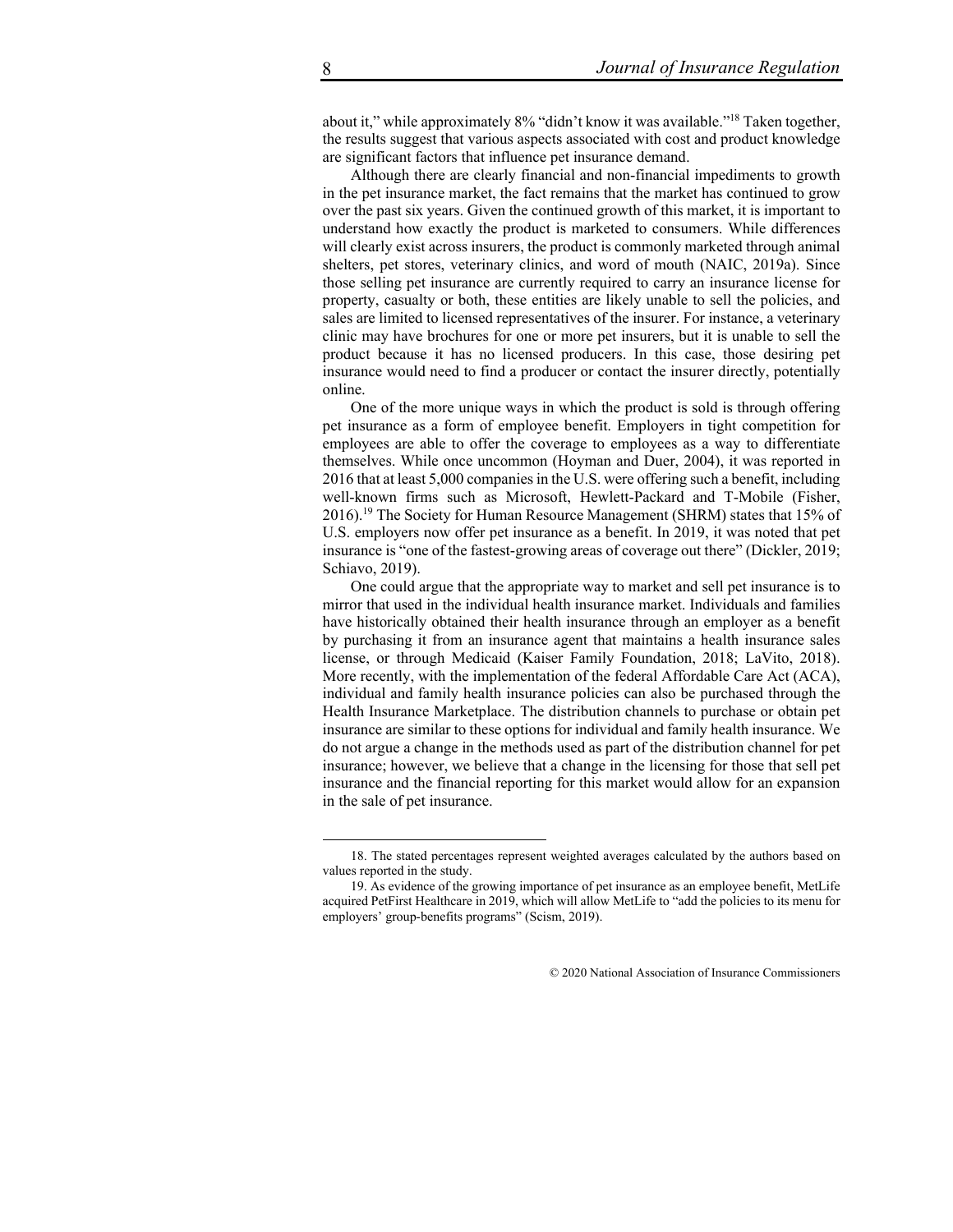about it," while approximately 8% "didn't know it was available."[18] Taken together, the results suggest that various aspects associated with cost and product knowledge are significant factors that influence pet insurance demand.

Although there are clearly financial and non-financial impediments to growth in the pet insurance market, the fact remains that the market has continued to grow over the past six years. Given the continued growth of this market, it is important to understand how exactly the product is marketed to consumers. While differences will clearly exist across insurers, the product is commonly marketed through animal shelters, pet stores, veterinary clinics, and word of mouth (NAIC, 2019a). Since those selling pet insurance are currently required to carry an insurance license for property, casualty or both, these entities are likely unable to sell the policies, and sales are limited to licensed representatives of the insurer. For instance, a veterinary clinic may have brochures for one or more pet insurers, but it is unable to sell the product because it has no licensed producers. In this case, those desiring pet insurance would need to find a producer or contact the insurer directly, potentially online.

One of the more unique ways in which the product is sold is through offering pet insurance as a form of employee benefit. Employers in tight competition for employees are able to offer the coverage to employees as a way to differentiate themselves. While once uncommon (Hoyman and Duer, 2004), it was reported in 2016 that at least 5,000 companies in the U.S. were offering such a benefit, including well-known firms such as Microsoft, Hewlett-Packard and T-Mobile (Fisher, 2016).[19] The Society for Human Resource Management (SHRM) states that 15% of U.S. employers now offer pet insurance as a benefit. In 2019, it was noted that pet insurance is "one of the fastest-growing areas of coverage out there" (Dickler, 2019; Schiavo, 2019).

One could argue that the appropriate way to market and sell pet insurance is to mirror that used in the individual health insurance market. Individuals and families have historically obtained their health insurance through an employer as a benefit by purchasing it from an insurance agent that maintains a health insurance sales license, or through Medicaid (Kaiser Family Foundation, 2018; LaVito, 2018). More recently, with the implementation of the federal Affordable Care Act (ACA), individual and family health insurance policies can also be purchased through the Health Insurance Marketplace. The distribution channels to purchase or obtain pet insurance are similar to these options for individual and family health insurance. We do not argue a change in the methods used as part of the distribution channel for pet insurance; however, we believe that a change in the licensing for those that sell pet insurance and the financial reporting for this market would allow for an expansion in the sale of pet insurance.

---

18. The stated percentages represent weighted averages calculated by the authors based on values reported in the study.

19. As evidence of the growing importance of pet insurance as an employee benefit, MetLife acquired PetFirst Healthcare in 2019, which will allow MetLife to "add the policies to its menu for employers' group-benefits programs" (Scism, 2019).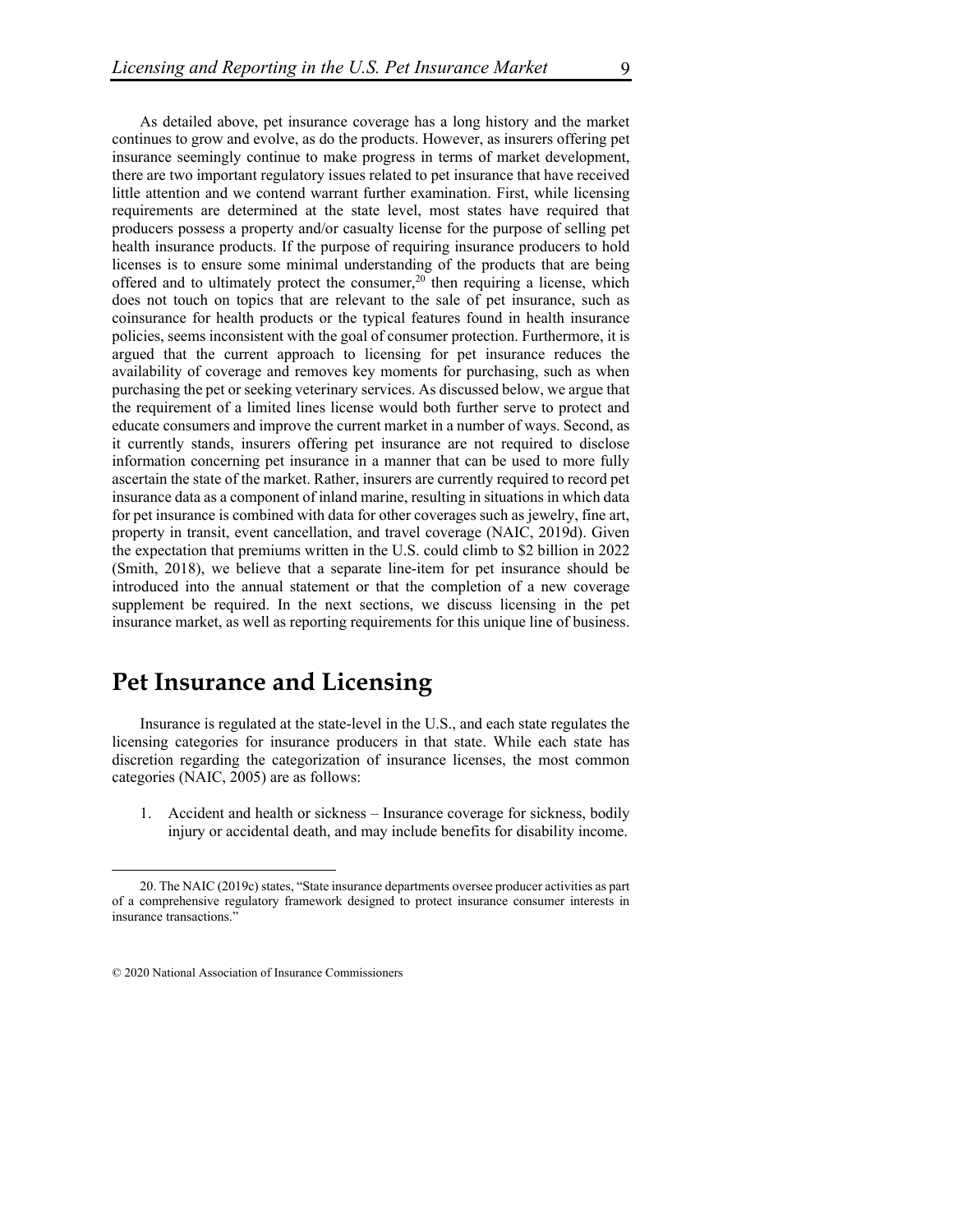As detailed above, pet insurance coverage has a long history and the market continues to grow and evolve, as do the products. However, as insurers offering pet insurance seemingly continue to make progress in terms of market development, there are two important regulatory issues related to pet insurance that have received little attention and we contend warrant further examination. First, while licensing requirements are determined at the state level, most states have required that producers possess a property and/or casualty license for the purpose of selling pet health insurance products. If the purpose of requiring insurance producers to hold licenses is to ensure some minimal understanding of the products that are being offered and to ultimately protect the consumer,[20] then requiring a license, which does not touch on topics that are relevant to the sale of pet insurance, such as coinsurance for health products or the typical features found in health insurance policies, seems inconsistent with the goal of consumer protection. Furthermore, it is argued that the current approach to licensing for pet insurance reduces the availability of coverage and removes key moments for purchasing, such as when purchasing the pet or seeking veterinary services. As discussed below, we argue that the requirement of a limited lines license would both further serve to protect and educate consumers and improve the current market in a number of ways. Second, as it currently stands, insurers offering pet insurance are not required to disclose information concerning pet insurance in a manner that can be used to more fully ascertain the state of the market. Rather, insurers are currently required to record pet insurance data as a component of inland marine, resulting in situations in which data for pet insurance is combined with data for other coverages such as jewelry, fine art, property in transit, event cancellation, and travel coverage (NAIC, 2019d). Given the expectation that premiums written in the U.S. could climb to $2 billion in 2022 (Smith, 2018), we believe that a separate line-item for pet insurance should be introduced into the annual statement or that the completion of a new coverage supplement be required. In the next sections, we discuss licensing in the pet insurance market, as well as reporting requirements for this unique line of business.

## Pet Insurance and Licensing

Insurance is regulated at the state-level in the U.S., and each state regulates the licensing categories for insurance producers in that state. While each state has discretion regarding the categorization of insurance licenses, the most common categories (NAIC, 2005) are as follows:

1. Accident and health or sickness – Insurance coverage for sickness, bodily injury or accidental death, and may include benefits for disability income.

---

20. The NAIC (2019c) states, "State insurance departments oversee producer activities as part of a comprehensive regulatory framework designed to protect insurance consumer interests in insurance transactions."

© 2020 National Association of Insurance Commissioners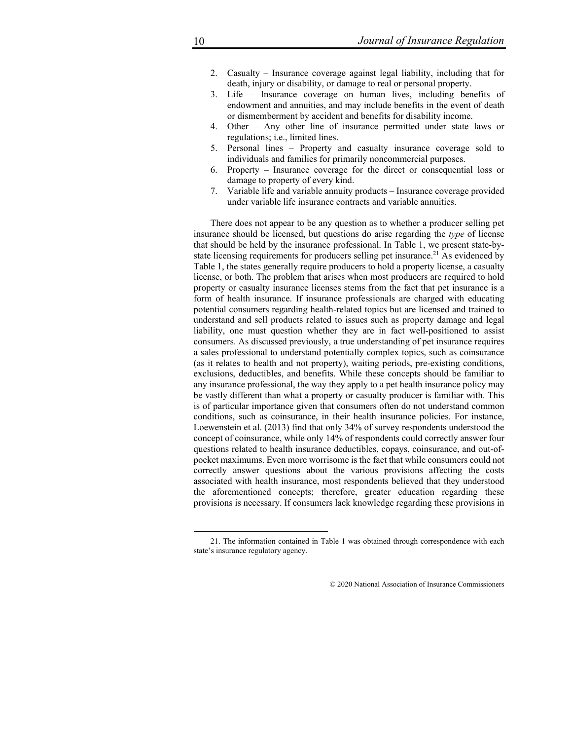2. Casualty – Insurance coverage against legal liability, including that for death, injury or disability, or damage to real or personal property.
3. Life – Insurance coverage on human lives, including benefits of endowment and annuities, and may include benefits in the event of death or dismemberment by accident and benefits for disability income.
4. Other – Any other line of insurance permitted under state laws or regulations; i.e., limited lines.
5. Personal lines – Property and casualty insurance coverage sold to individuals and families for primarily noncommercial purposes.
6. Property – Insurance coverage for the direct or consequential loss or damage to property of every kind.
7. Variable life and variable annuity products – Insurance coverage provided under variable life insurance contracts and variable annuities.

There does not appear to be any question as to whether a producer selling pet insurance should be licensed, but questions do arise regarding the *type* of license that should be held by the insurance professional. In Table 1, we present state-by-state licensing requirements for producers selling pet insurance.[21] As evidenced by Table 1, the states generally require producers to hold a property license, a casualty license, or both. The problem that arises when most producers are required to hold property or casualty insurance licenses stems from the fact that pet insurance is a form of health insurance. If insurance professionals are charged with educating potential consumers regarding health-related topics but are licensed and trained to understand and sell products related to issues such as property damage and legal liability, one must question whether they are in fact well-positioned to assist consumers. As discussed previously, a true understanding of pet insurance requires a sales professional to understand potentially complex topics, such as coinsurance (as it relates to health and not property), waiting periods, pre-existing conditions, exclusions, deductibles, and benefits. While these concepts should be familiar to any insurance professional, the way they apply to a pet health insurance policy may be vastly different than what a property or casualty producer is familiar with. This is of particular importance given that consumers often do not understand common conditions, such as coinsurance, in their health insurance policies. For instance, Loewenstein et al. (2013) find that only 34% of survey respondents understood the concept of coinsurance, while only 14% of respondents could correctly answer four questions related to health insurance deductibles, copays, coinsurance, and out-of-pocket maximums. Even more worrisome is the fact that while consumers could not correctly answer questions about the various provisions affecting the costs associated with health insurance, most respondents believed that they understood the aforementioned concepts; therefore, greater education regarding these provisions is necessary. If consumers lack knowledge regarding these provisions in

---

21. The information contained in Table 1 was obtained through correspondence with each state's insurance regulatory agency.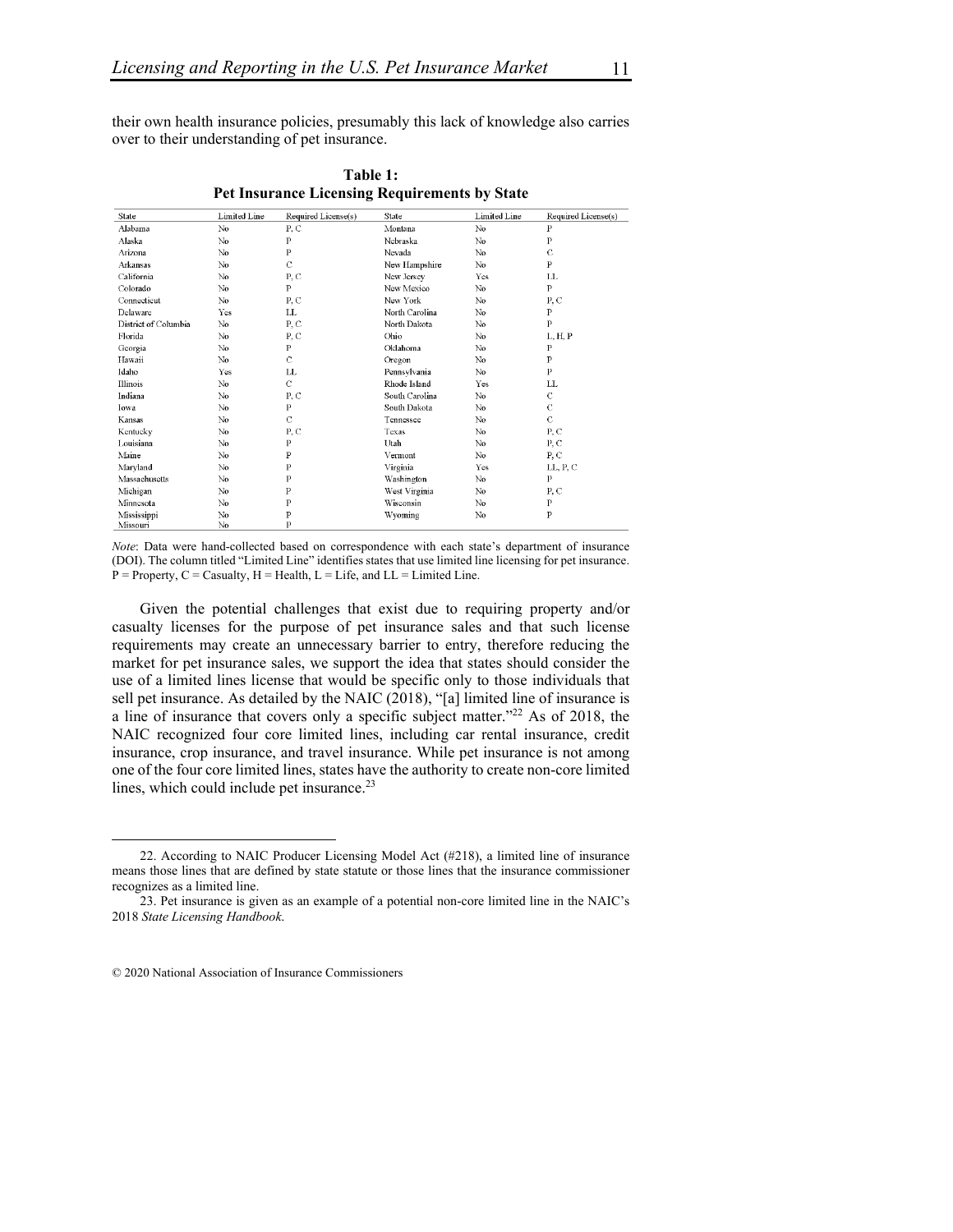their own health insurance policies, presumably this lack of knowledge also carries over to their understanding of pet insurance.

**Table 1:**
**Pet Insurance Licensing Requirements by State**

| State | Limited Line | Required License(s) | State | Limited Line | Required License(s) |
|---|---|---|---|---|---|
| Alabama | No | P, C | Montana | No | P |
| Alaska | No | P | Nebraska | No | P |
| Arizona | No | P | Nevada | No | C |
| Arkansas | No | C | New Hampshire | No | P |
| California | No | P, C | New Jersey | Yes | LL |
| Colorado | No | P | New Mexico | No | P |
| Connecticut | No | P, C | New York | No | P, C |
| Delaware | Yes | LL | North Carolina | No | P |
| District of Columbia | No | P, C | North Dakota | No | P |
| Florida | No | P, C | Ohio | No | L, H, P |
| Georgia | No | P | Oklahoma | No | P |
| Hawaii | No | C | Oregon | No | P |
| Idaho | Yes | LL | Pennsylvania | No | P |
| Illinois | No | C | Rhode Island | Yes | LL |
| Indiana | No | P, C | South Carolina | No | C |
| Iowa | No | P | South Dakota | No | C |
| Kansas | No | C | Tennessee | No | C |
| Kentucky | No | P, C | Texas | No | P, C |
| Louisiana | No | P | Utah | No | P, C |
| Maine | No | P | Vermont | No | P, C |
| Maryland | No | P | Virginia | Yes | LL, P, C |
| Massachusetts | No | P | Washington | No | P |
| Michigan | No | P | West Virginia | No | P, C |
| Minnesota | No | P | Wisconsin | No | P |
| Mississippi | No | P | Wyoming | No | P |
| Missouri | No | P | | | |

*Note*: Data were hand-collected based on correspondence with each state's department of insurance (DOI). The column titled "Limited Line" identifies states that use limited line licensing for pet insurance. P = Property, C = Casualty, H = Health, L = Life, and LL = Limited Line.

Given the potential challenges that exist due to requiring property and/or casualty licenses for the purpose of pet insurance sales and that such license requirements may create an unnecessary barrier to entry, therefore reducing the market for pet insurance sales, we support the idea that states should consider the use of a limited lines license that would be specific only to those individuals that sell pet insurance. As detailed by the NAIC (2018), "[a] limited line of insurance is a line of insurance that covers only a specific subject matter."[22] As of 2018, the NAIC recognized four core limited lines, including car rental insurance, credit insurance, crop insurance, and travel insurance. While pet insurance is not among one of the four core limited lines, states have the authority to create non-core limited lines, which could include pet insurance.[23]

22. According to NAIC Producer Licensing Model Act (#218), a limited line of insurance means those lines that are defined by state statute or those lines that the insurance commissioner recognizes as a limited line.

23. Pet insurance is given as an example of a potential non-core limited line in the NAIC's 2018 *State Licensing Handbook*.

© 2020 National Association of Insurance Commissioners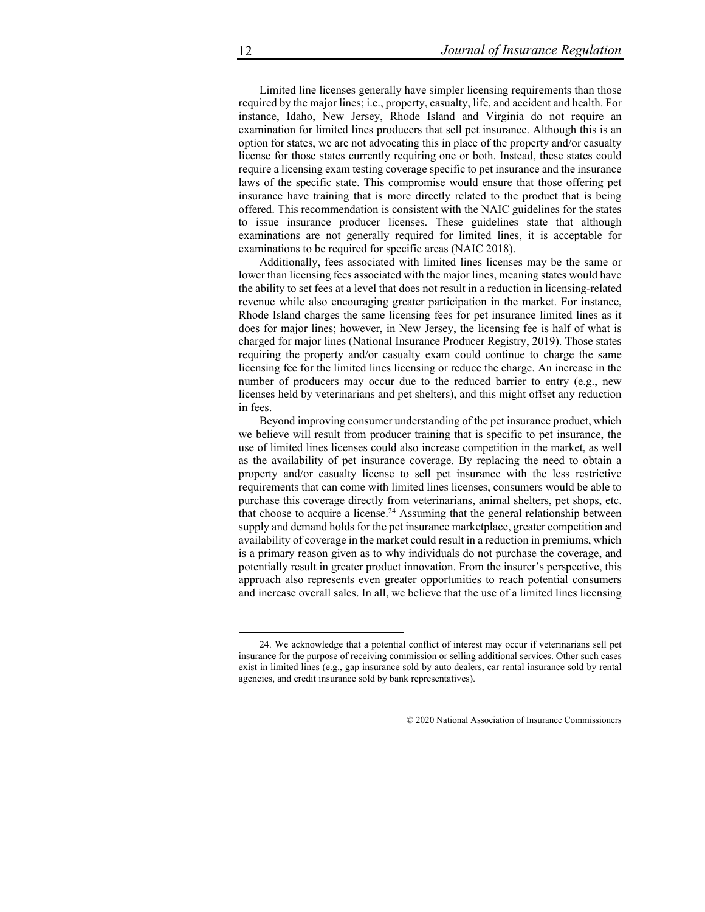Limited line licenses generally have simpler licensing requirements than those required by the major lines; i.e., property, casualty, life, and accident and health. For instance, Idaho, New Jersey, Rhode Island and Virginia do not require an examination for limited lines producers that sell pet insurance. Although this is an option for states, we are not advocating this in place of the property and/or casualty license for those states currently requiring one or both. Instead, these states could require a licensing exam testing coverage specific to pet insurance and the insurance laws of the specific state. This compromise would ensure that those offering pet insurance have training that is more directly related to the product that is being offered. This recommendation is consistent with the NAIC guidelines for the states to issue insurance producer licenses. These guidelines state that although examinations are not generally required for limited lines, it is acceptable for examinations to be required for specific areas (NAIC 2018).

Additionally, fees associated with limited lines licenses may be the same or lower than licensing fees associated with the major lines, meaning states would have the ability to set fees at a level that does not result in a reduction in licensing-related revenue while also encouraging greater participation in the market. For instance, Rhode Island charges the same licensing fees for pet insurance limited lines as it does for major lines; however, in New Jersey, the licensing fee is half of what is charged for major lines (National Insurance Producer Registry, 2019). Those states requiring the property and/or casualty exam could continue to charge the same licensing fee for the limited lines licensing or reduce the charge. An increase in the number of producers may occur due to the reduced barrier to entry (e.g., new licenses held by veterinarians and pet shelters), and this might offset any reduction in fees.

Beyond improving consumer understanding of the pet insurance product, which we believe will result from producer training that is specific to pet insurance, the use of limited lines licenses could also increase competition in the market, as well as the availability of pet insurance coverage. By replacing the need to obtain a property and/or casualty license to sell pet insurance with the less restrictive requirements that can come with limited lines licenses, consumers would be able to purchase this coverage directly from veterinarians, animal shelters, pet shops, etc. that choose to acquire a license.[24] Assuming that the general relationship between supply and demand holds for the pet insurance marketplace, greater competition and availability of coverage in the market could result in a reduction in premiums, which is a primary reason given as to why individuals do not purchase the coverage, and potentially result in greater product innovation. From the insurer's perspective, this approach also represents even greater opportunities to reach potential consumers and increase overall sales. In all, we believe that the use of a limited lines licensing

---

24. We acknowledge that a potential conflict of interest may occur if veterinarians sell pet insurance for the purpose of receiving commission or selling additional services. Other such cases exist in limited lines (e.g., gap insurance sold by auto dealers, car rental insurance sold by rental agencies, and credit insurance sold by bank representatives).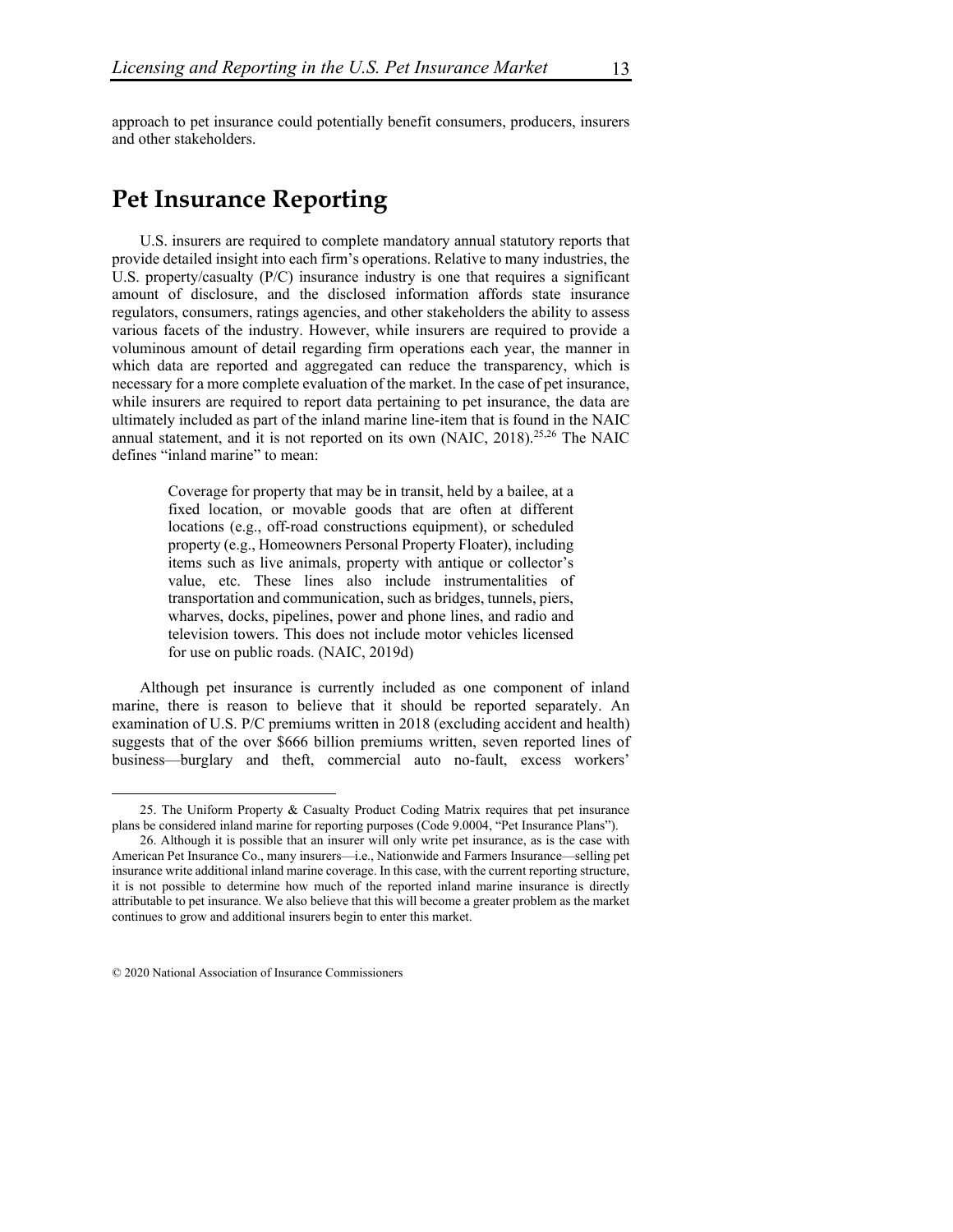approach to pet insurance could potentially benefit consumers, producers, insurers and other stakeholders.

# Pet Insurance Reporting

U.S. insurers are required to complete mandatory annual statutory reports that provide detailed insight into each firm's operations. Relative to many industries, the U.S. property/casualty (P/C) insurance industry is one that requires a significant amount of disclosure, and the disclosed information affords state insurance regulators, consumers, ratings agencies, and other stakeholders the ability to assess various facets of the industry. However, while insurers are required to provide a voluminous amount of detail regarding firm operations each year, the manner in which data are reported and aggregated can reduce the transparency, which is necessary for a more complete evaluation of the market. In the case of pet insurance, while insurers are required to report data pertaining to pet insurance, the data are ultimately included as part of the inland marine line-item that is found in the NAIC annual statement, and it is not reported on its own (NAIC, 2018).[25,26] The NAIC defines "inland marine" to mean:

> Coverage for property that may be in transit, held by a bailee, at a fixed location, or movable goods that are often at different locations (e.g., off-road constructions equipment), or scheduled property (e.g., Homeowners Personal Property Floater), including items such as live animals, property with antique or collector's value, etc. These lines also include instrumentalities of transportation and communication, such as bridges, tunnels, piers, wharves, docks, pipelines, power and phone lines, and radio and television towers. This does not include motor vehicles licensed for use on public roads. (NAIC, 2019d)

Although pet insurance is currently included as one component of inland marine, there is reason to believe that it should be reported separately. An examination of U.S. P/C premiums written in 2018 (excluding accident and health) suggests that of the over $666 billion premiums written, seven reported lines of business—burglary and theft, commercial auto no-fault, excess workers'

---

25. The Uniform Property & Casualty Product Coding Matrix requires that pet insurance plans be considered inland marine for reporting purposes (Code 9.0004, "Pet Insurance Plans").

26. Although it is possible that an insurer will only write pet insurance, as is the case with American Pet Insurance Co., many insurers—i.e., Nationwide and Farmers Insurance—selling pet insurance write additional inland marine coverage. In this case, with the current reporting structure, it is not possible to determine how much of the reported inland marine insurance is directly attributable to pet insurance. We also believe that this will become a greater problem as the market continues to grow and additional insurers begin to enter this market.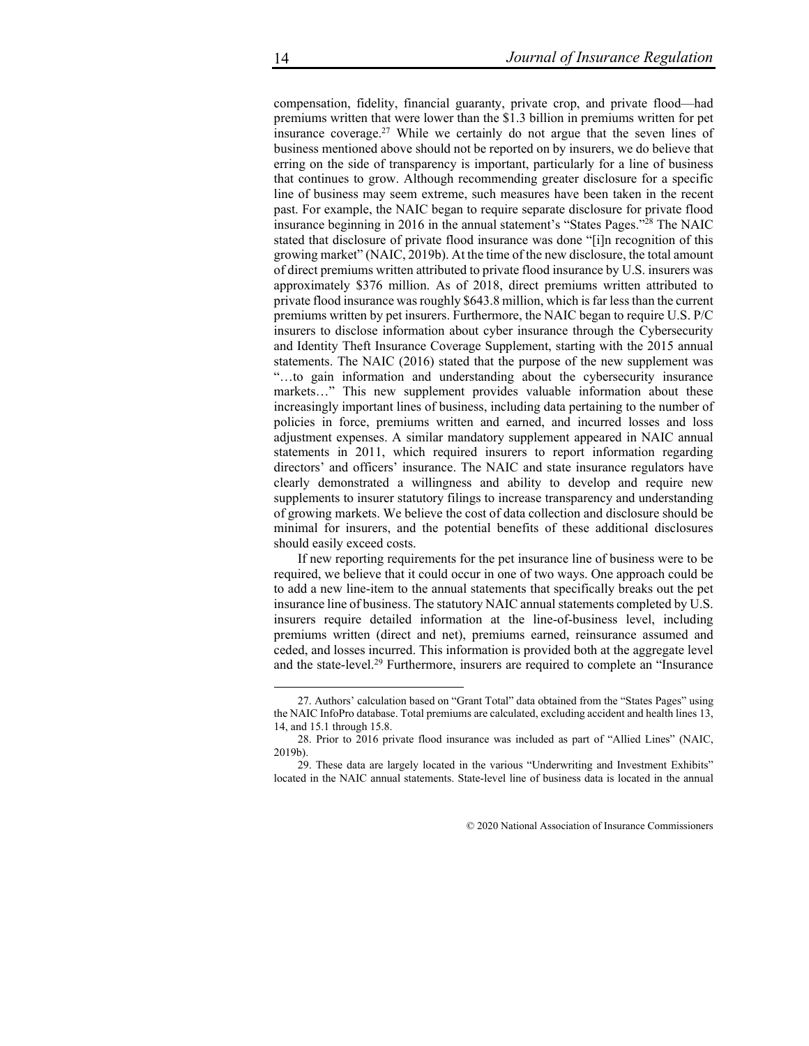compensation, fidelity, financial guaranty, private crop, and private flood—had premiums written that were lower than the $1.3 billion in premiums written for pet insurance coverage.[27] While we certainly do not argue that the seven lines of business mentioned above should not be reported on by insurers, we do believe that erring on the side of transparency is important, particularly for a line of business that continues to grow. Although recommending greater disclosure for a specific line of business may seem extreme, such measures have been taken in the recent past. For example, the NAIC began to require separate disclosure for private flood insurance beginning in 2016 in the annual statement's "States Pages."[28] The NAIC stated that disclosure of private flood insurance was done "[i]n recognition of this growing market" (NAIC, 2019b). At the time of the new disclosure, the total amount of direct premiums written attributed to private flood insurance by U.S. insurers was approximately $376 million. As of 2018, direct premiums written attributed to private flood insurance was roughly $643.8 million, which is far less than the current premiums written by pet insurers. Furthermore, the NAIC began to require U.S. P/C insurers to disclose information about cyber insurance through the Cybersecurity and Identity Theft Insurance Coverage Supplement, starting with the 2015 annual statements. The NAIC (2016) stated that the purpose of the new supplement was "…to gain information and understanding about the cybersecurity insurance markets…" This new supplement provides valuable information about these increasingly important lines of business, including data pertaining to the number of policies in force, premiums written and earned, and incurred losses and loss adjustment expenses. A similar mandatory supplement appeared in NAIC annual statements in 2011, which required insurers to report information regarding directors' and officers' insurance. The NAIC and state insurance regulators have clearly demonstrated a willingness and ability to develop and require new supplements to insurer statutory filings to increase transparency and understanding of growing markets. We believe the cost of data collection and disclosure should be minimal for insurers, and the potential benefits of these additional disclosures should easily exceed costs.

If new reporting requirements for the pet insurance line of business were to be required, we believe that it could occur in one of two ways. One approach could be to add a new line-item to the annual statements that specifically breaks out the pet insurance line of business. The statutory NAIC annual statements completed by U.S. insurers require detailed information at the line-of-business level, including premiums written (direct and net), premiums earned, reinsurance assumed and ceded, and losses incurred. This information is provided both at the aggregate level and the state-level.[29] Furthermore, insurers are required to complete an "Insurance

---

27. Authors' calculation based on "Grant Total" data obtained from the "States Pages" using the NAIC InfoPro database. Total premiums are calculated, excluding accident and health lines 13, 14, and 15.1 through 15.8.

28. Prior to 2016 private flood insurance was included as part of "Allied Lines" (NAIC, 2019b).

29. These data are largely located in the various "Underwriting and Investment Exhibits" located in the NAIC annual statements. State-level line of business data is located in the annual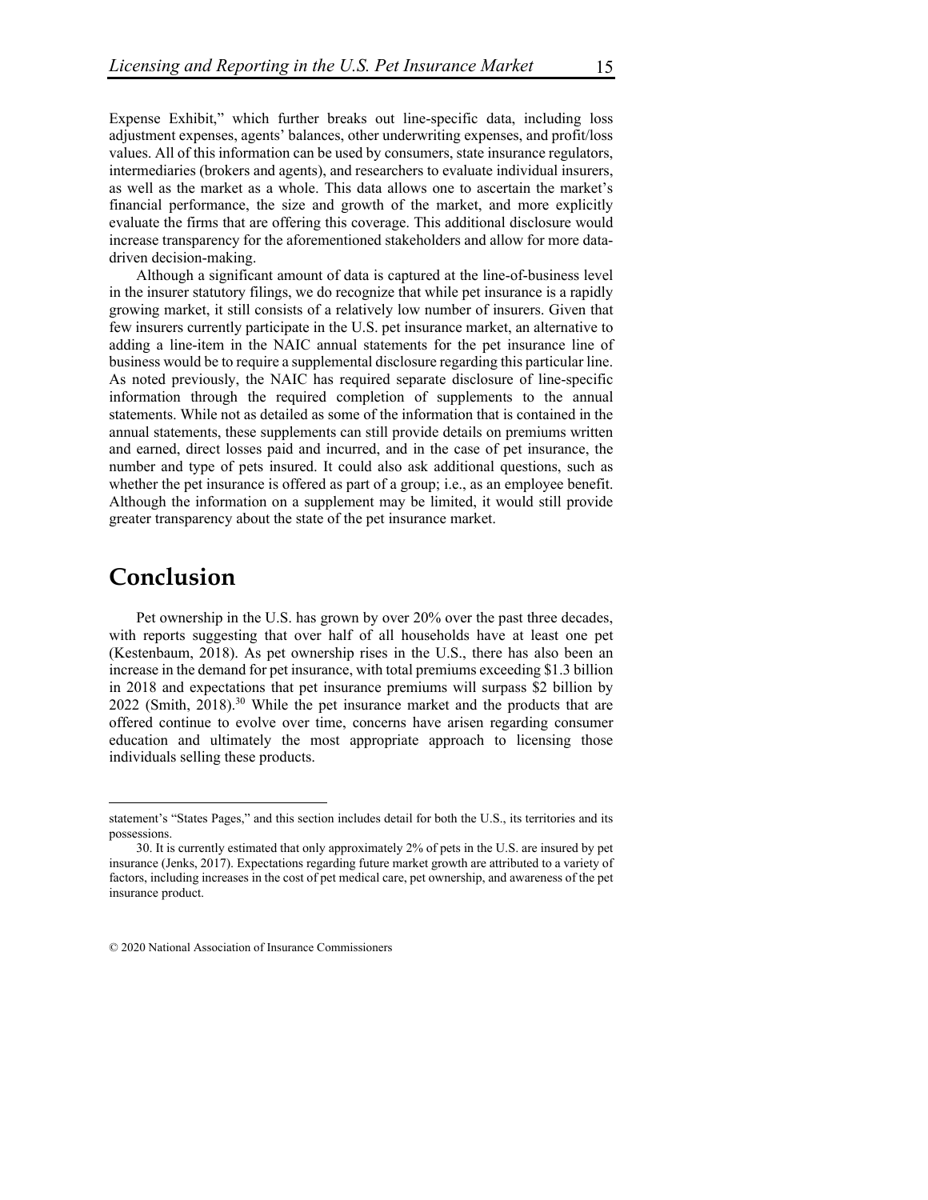Expense Exhibit," which further breaks out line-specific data, including loss adjustment expenses, agents' balances, other underwriting expenses, and profit/loss values. All of this information can be used by consumers, state insurance regulators, intermediaries (brokers and agents), and researchers to evaluate individual insurers, as well as the market as a whole. This data allows one to ascertain the market's financial performance, the size and growth of the market, and more explicitly evaluate the firms that are offering this coverage. This additional disclosure would increase transparency for the aforementioned stakeholders and allow for more data-driven decision-making.

Although a significant amount of data is captured at the line-of-business level in the insurer statutory filings, we do recognize that while pet insurance is a rapidly growing market, it still consists of a relatively low number of insurers. Given that few insurers currently participate in the U.S. pet insurance market, an alternative to adding a line-item in the NAIC annual statements for the pet insurance line of business would be to require a supplemental disclosure regarding this particular line. As noted previously, the NAIC has required separate disclosure of line-specific information through the required completion of supplements to the annual statements. While not as detailed as some of the information that is contained in the annual statements, these supplements can still provide details on premiums written and earned, direct losses paid and incurred, and in the case of pet insurance, the number and type of pets insured. It could also ask additional questions, such as whether the pet insurance is offered as part of a group; i.e., as an employee benefit. Although the information on a supplement may be limited, it would still provide greater transparency about the state of the pet insurance market.

# Conclusion

Pet ownership in the U.S. has grown by over 20% over the past three decades, with reports suggesting that over half of all households have at least one pet (Kestenbaum, 2018). As pet ownership rises in the U.S., there has also been an increase in the demand for pet insurance, with total premiums exceeding $1.3 billion in 2018 and expectations that pet insurance premiums will surpass $2 billion by 2022 (Smith, 2018).[30] While the pet insurance market and the products that are offered continue to evolve over time, concerns have arisen regarding consumer education and ultimately the most appropriate approach to licensing those individuals selling these products.

---

statement's "States Pages," and this section includes detail for both the U.S., its territories and its possessions.

30. It is currently estimated that only approximately 2% of pets in the U.S. are insured by pet insurance (Jenks, 2017). Expectations regarding future market growth are attributed to a variety of factors, including increases in the cost of pet medical care, pet ownership, and awareness of the pet insurance product.

© 2020 National Association of Insurance Commissioners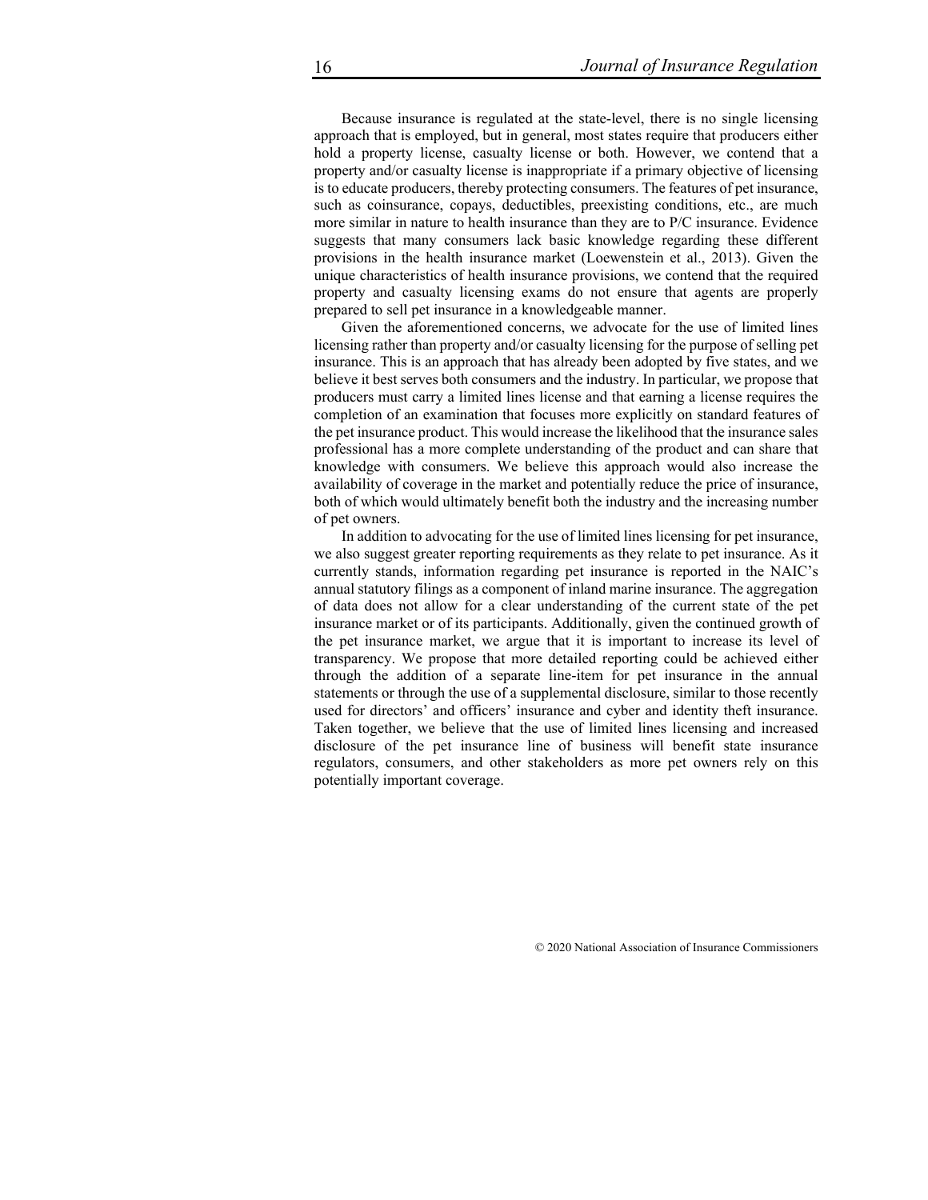Because insurance is regulated at the state-level, there is no single licensing approach that is employed, but in general, most states require that producers either hold a property license, casualty license or both. However, we contend that a property and/or casualty license is inappropriate if a primary objective of licensing is to educate producers, thereby protecting consumers. The features of pet insurance, such as coinsurance, copays, deductibles, preexisting conditions, etc., are much more similar in nature to health insurance than they are to P/C insurance. Evidence suggests that many consumers lack basic knowledge regarding these different provisions in the health insurance market (Loewenstein et al., 2013). Given the unique characteristics of health insurance provisions, we contend that the required property and casualty licensing exams do not ensure that agents are properly prepared to sell pet insurance in a knowledgeable manner.

Given the aforementioned concerns, we advocate for the use of limited lines licensing rather than property and/or casualty licensing for the purpose of selling pet insurance. This is an approach that has already been adopted by five states, and we believe it best serves both consumers and the industry. In particular, we propose that producers must carry a limited lines license and that earning a license requires the completion of an examination that focuses more explicitly on standard features of the pet insurance product. This would increase the likelihood that the insurance sales professional has a more complete understanding of the product and can share that knowledge with consumers. We believe this approach would also increase the availability of coverage in the market and potentially reduce the price of insurance, both of which would ultimately benefit both the industry and the increasing number of pet owners.

In addition to advocating for the use of limited lines licensing for pet insurance, we also suggest greater reporting requirements as they relate to pet insurance. As it currently stands, information regarding pet insurance is reported in the NAIC's annual statutory filings as a component of inland marine insurance. The aggregation of data does not allow for a clear understanding of the current state of the pet insurance market or of its participants. Additionally, given the continued growth of the pet insurance market, we argue that it is important to increase its level of transparency. We propose that more detailed reporting could be achieved either through the addition of a separate line-item for pet insurance in the annual statements or through the use of a supplemental disclosure, similar to those recently used for directors' and officers' insurance and cyber and identity theft insurance. Taken together, we believe that the use of limited lines licensing and increased disclosure of the pet insurance line of business will benefit state insurance regulators, consumers, and other stakeholders as more pet owners rely on this potentially important coverage.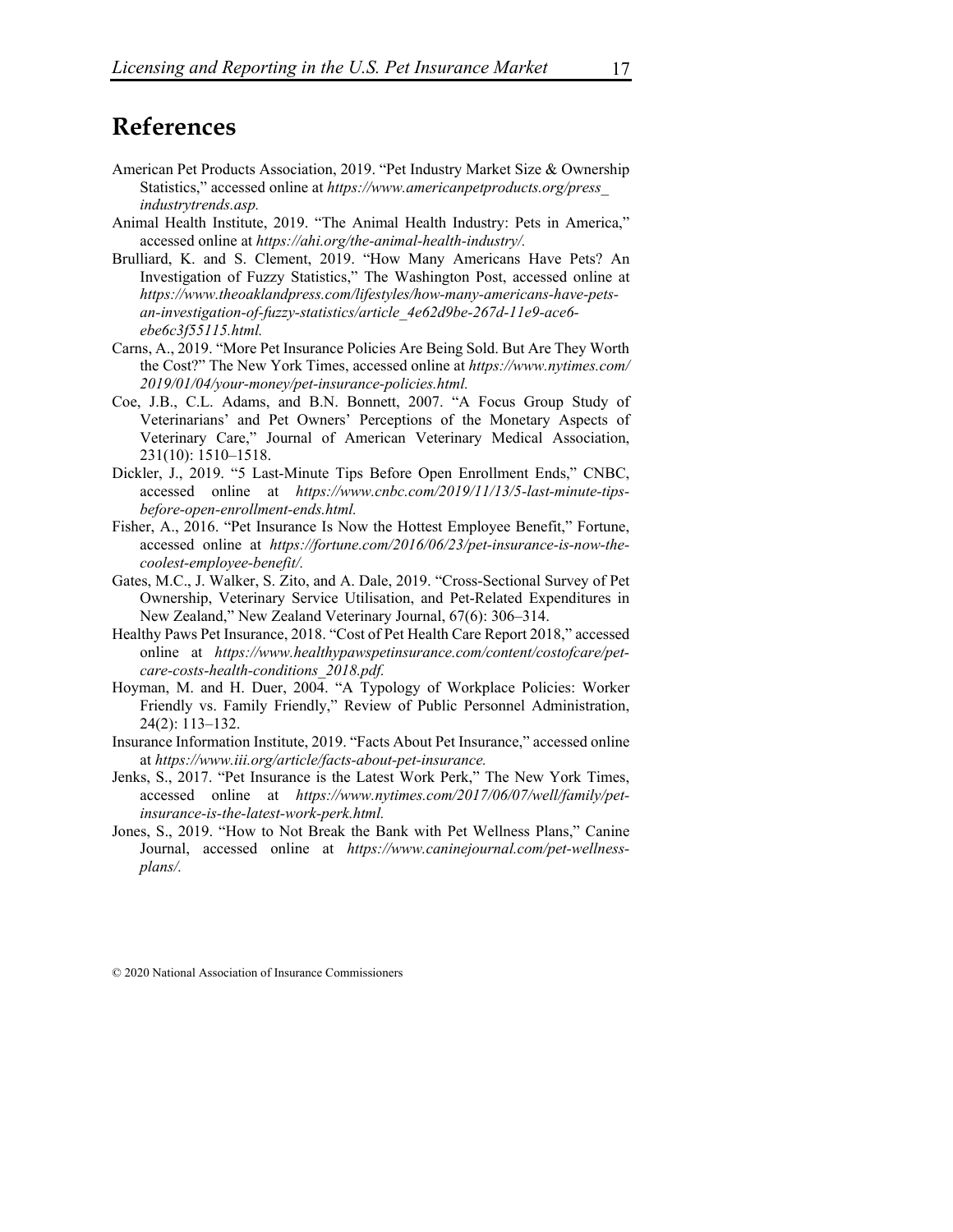# References

American Pet Products Association, 2019. "Pet Industry Market Size & Ownership Statistics," accessed online at *https://www.americanpetproducts.org/press_industrytrends.asp.*

Animal Health Institute, 2019. "The Animal Health Industry: Pets in America," accessed online at *https://ahi.org/the-animal-health-industry/.*

Brulliard, K. and S. Clement, 2019. "How Many Americans Have Pets? An Investigation of Fuzzy Statistics," The Washington Post, accessed online at *https://www.theoaklandpress.com/lifestyles/how-many-americans-have-pets-an-investigation-of-fuzzy-statistics/article_4e62d9be-267d-11e9-ace6-ebe6c3f55115.html.*

Carns, A., 2019. "More Pet Insurance Policies Are Being Sold. But Are They Worth the Cost?" The New York Times, accessed online at *https://www.nytimes.com/2019/01/04/your-money/pet-insurance-policies.html.*

Coe, J.B., C.L. Adams, and B.N. Bonnett, 2007. "A Focus Group Study of Veterinarians' and Pet Owners' Perceptions of the Monetary Aspects of Veterinary Care," Journal of American Veterinary Medical Association, 231(10): 1510–1518.

Dickler, J., 2019. "5 Last-Minute Tips Before Open Enrollment Ends," CNBC, accessed online at *https://www.cnbc.com/2019/11/13/5-last-minute-tips-before-open-enrollment-ends.html.*

Fisher, A., 2016. "Pet Insurance Is Now the Hottest Employee Benefit," Fortune, accessed online at *https://fortune.com/2016/06/23/pet-insurance-is-now-the-coolest-employee-benefit/.*

Gates, M.C., J. Walker, S. Zito, and A. Dale, 2019. "Cross-Sectional Survey of Pet Ownership, Veterinary Service Utilisation, and Pet-Related Expenditures in New Zealand," New Zealand Veterinary Journal, 67(6): 306–314.

Healthy Paws Pet Insurance, 2018. "Cost of Pet Health Care Report 2018," accessed online at *https://www.healthypawspetinsurance.com/content/costofcare/pet-care-costs-health-conditions_2018.pdf.*

Hoyman, M. and H. Duer, 2004. "A Typology of Workplace Policies: Worker Friendly vs. Family Friendly," Review of Public Personnel Administration, 24(2): 113–132.

Insurance Information Institute, 2019. "Facts About Pet Insurance," accessed online at *https://www.iii.org/article/facts-about-pet-insurance.*

Jenks, S., 2017. "Pet Insurance is the Latest Work Perk," The New York Times, accessed online at *https://www.nytimes.com/2017/06/07/well/family/pet-insurance-is-the-latest-work-perk.html.*

Jones, S., 2019. "How to Not Break the Bank with Pet Wellness Plans," Canine Journal, accessed online at *https://www.caninejournal.com/pet-wellness-plans/.*

© 2020 National Association of Insurance Commissioners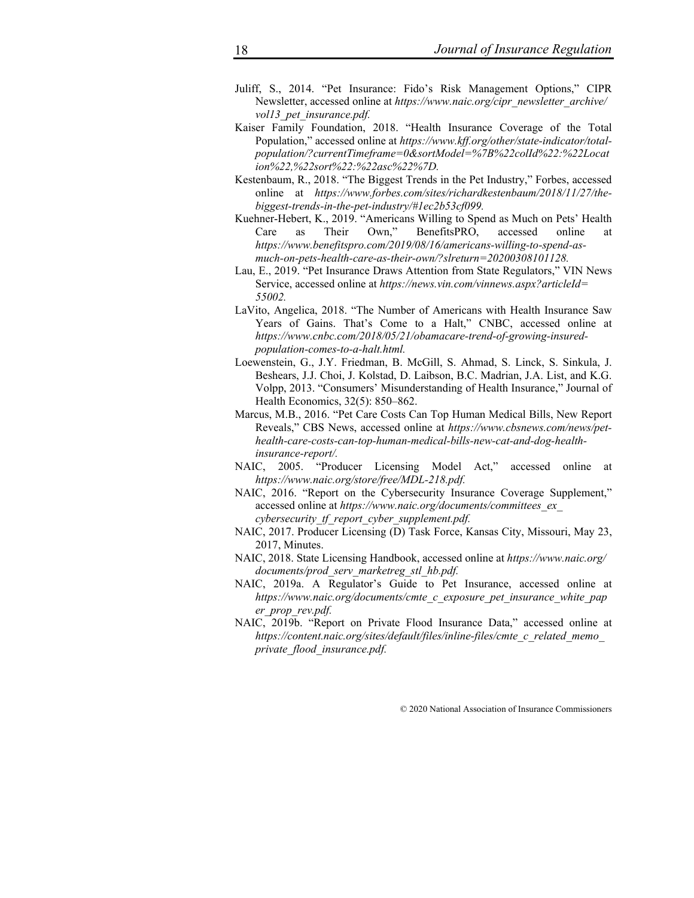Juliff, S., 2014. "Pet Insurance: Fido's Risk Management Options," CIPR Newsletter, accessed online at *https://www.naic.org/cipr_newsletter_archive/vol13_pet_insurance.pdf.*

Kaiser Family Foundation, 2018. "Health Insurance Coverage of the Total Population," accessed online at *https://www.kff.org/other/state-indicator/total-population/?currentTimeframe=0&sortModel=%7B%22colId%22:%22Location%22,%22sort%22:%22asc%22%7D.*

Kestenbaum, R., 2018. "The Biggest Trends in the Pet Industry," Forbes, accessed online at *https://www.forbes.com/sites/richardkestenbaum/2018/11/27/the-biggest-trends-in-the-pet-industry/#1ec2b53cf099.*

Kuehner-Hebert, K., 2019. "Americans Willing to Spend as Much on Pets' Health Care as Their Own," BenefitsPRO, accessed online at *https://www.benefitspro.com/2019/08/16/americans-willing-to-spend-as-much-on-pets-health-care-as-their-own/?slreturn=20200308101128.*

Lau, E., 2019. "Pet Insurance Draws Attention from State Regulators," VIN News Service, accessed online at *https://news.vin.com/vinnews.aspx?articleId=55002.*

LaVito, Angelica, 2018. "The Number of Americans with Health Insurance Saw Years of Gains. That's Come to a Halt," CNBC, accessed online at *https://www.cnbc.com/2018/05/21/obamacare-trend-of-growing-insured-population-comes-to-a-halt.html.*

Loewenstein, G., J.Y. Friedman, B. McGill, S. Ahmad, S. Linck, S. Sinkula, J. Beshears, J.J. Choi, J. Kolstad, D. Laibson, B.C. Madrian, J.A. List, and K.G. Volpp, 2013. "Consumers' Misunderstanding of Health Insurance," Journal of Health Economics, 32(5): 850–862.

Marcus, M.B., 2016. "Pet Care Costs Can Top Human Medical Bills, New Report Reveals," CBS News, accessed online at *https://www.cbsnews.com/news/pet-health-care-costs-can-top-human-medical-bills-new-cat-and-dog-health-insurance-report/.*

NAIC, 2005. "Producer Licensing Model Act," accessed online at *https://www.naic.org/store/free/MDL-218.pdf.*

NAIC, 2016. "Report on the Cybersecurity Insurance Coverage Supplement," accessed online at *https://www.naic.org/documents/committees_ex_cybersecurity_tf_report_cyber_supplement.pdf.*

NAIC, 2017. Producer Licensing (D) Task Force, Kansas City, Missouri, May 23, 2017, Minutes.

NAIC, 2018. State Licensing Handbook, accessed online at *https://www.naic.org/documents/prod_serv_marketreg_stl_hb.pdf.*

NAIC, 2019a. A Regulator's Guide to Pet Insurance, accessed online at *https://www.naic.org/documents/cmte_c_exposure_pet_insurance_white_paper_prop_rev.pdf.*

NAIC, 2019b. "Report on Private Flood Insurance Data," accessed online at *https://content.naic.org/sites/default/files/inline-files/cmte_c_related_memo_private_flood_insurance.pdf.*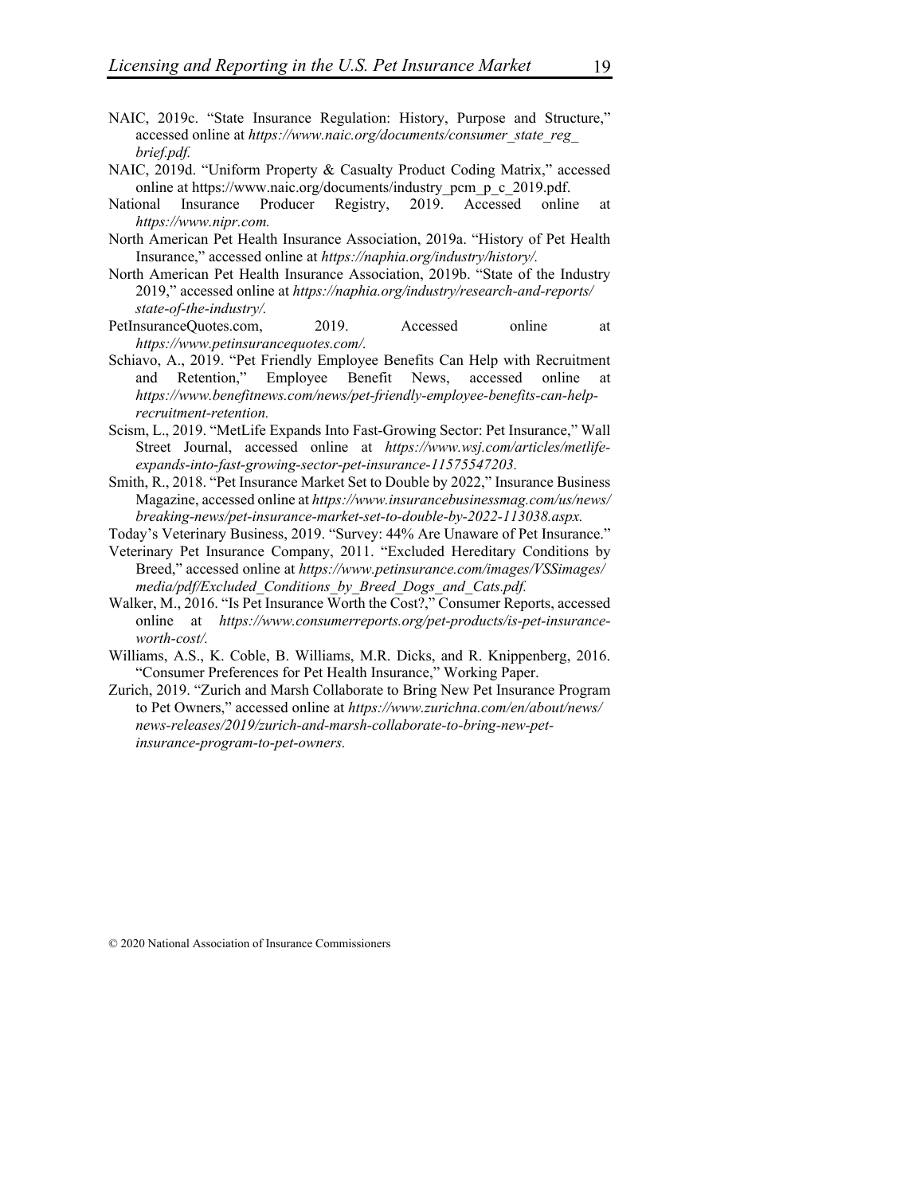NAIC, 2019c. "State Insurance Regulation: History, Purpose and Structure," accessed online at *https://www.naic.org/documents/consumer_state_reg_brief.pdf.*

NAIC, 2019d. "Uniform Property & Casualty Product Coding Matrix," accessed online at https://www.naic.org/documents/industry_pcm_p_c_2019.pdf.

National Insurance Producer Registry, 2019. Accessed online at *https://www.nipr.com.*

North American Pet Health Insurance Association, 2019a. "History of Pet Health Insurance," accessed online at *https://naphia.org/industry/history/.*

North American Pet Health Insurance Association, 2019b. "State of the Industry 2019," accessed online at *https://naphia.org/industry/research-and-reports/state-of-the-industry/.*

PetInsuranceQuotes.com, 2019. Accessed online at *https://www.petinsurancequotes.com/.*

Schiavo, A., 2019. "Pet Friendly Employee Benefits Can Help with Recruitment and Retention," Employee Benefit News, accessed online at *https://www.benefitnews.com/news/pet-friendly-employee-benefits-can-help-recruitment-retention.*

Scism, L., 2019. "MetLife Expands Into Fast-Growing Sector: Pet Insurance," Wall Street Journal, accessed online at *https://www.wsj.com/articles/metlife-expands-into-fast-growing-sector-pet-insurance-11575547203.*

Smith, R., 2018. "Pet Insurance Market Set to Double by 2022," Insurance Business Magazine, accessed online at *https://www.insurancebusinessmag.com/us/news/breaking-news/pet-insurance-market-set-to-double-by-2022-113038.aspx.*

Today's Veterinary Business, 2019. "Survey: 44% Are Unaware of Pet Insurance."

Veterinary Pet Insurance Company, 2011. "Excluded Hereditary Conditions by Breed," accessed online at *https://www.petinsurance.com/images/VSSimages/media/pdf/Excluded_Conditions_by_Breed_Dogs_and_Cats.pdf.*

Walker, M., 2016. "Is Pet Insurance Worth the Cost?," Consumer Reports, accessed online at *https://www.consumerreports.org/pet-products/is-pet-insurance-worth-cost/.*

Williams, A.S., K. Coble, B. Williams, M.R. Dicks, and R. Knippenberg, 2016. "Consumer Preferences for Pet Health Insurance," Working Paper.

Zurich, 2019. "Zurich and Marsh Collaborate to Bring New Pet Insurance Program to Pet Owners," accessed online at *https://www.zurichna.com/en/about/news/news-releases/2019/zurich-and-marsh-collaborate-to-bring-new-pet-insurance-program-to-pet-owners.*

© 2020 National Association of Insurance Commissioners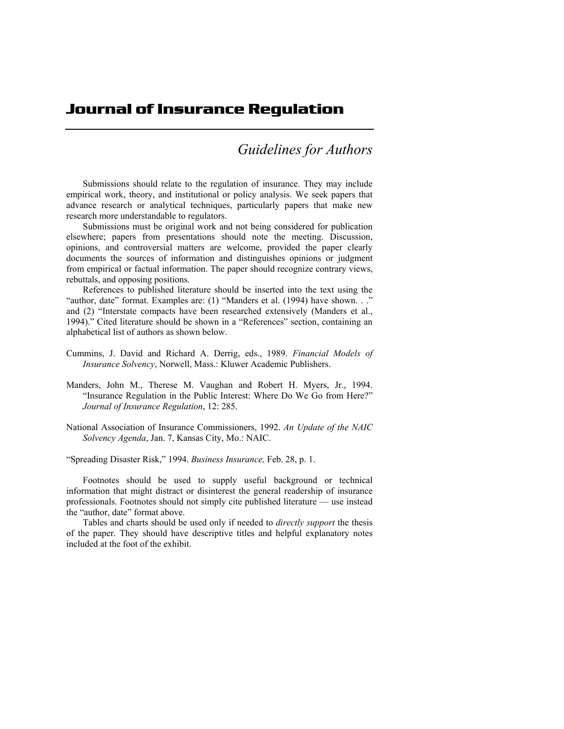# Journal of Insurance Regulation

## *Guidelines for Authors*

Submissions should relate to the regulation of insurance. They may include empirical work, theory, and institutional or policy analysis. We seek papers that advance research or analytical techniques, particularly papers that make new research more understandable to regulators.

Submissions must be original work and not being considered for publication elsewhere; papers from presentations should note the meeting. Discussion, opinions, and controversial matters are welcome, provided the paper clearly documents the sources of information and distinguishes opinions or judgment from empirical or factual information. The paper should recognize contrary views, rebuttals, and opposing positions.

References to published literature should be inserted into the text using the "author, date" format. Examples are: (1) "Manders et al. (1994) have shown. . ." and (2) "Interstate compacts have been researched extensively (Manders et al., 1994)." Cited literature should be shown in a "References" section, containing an alphabetical list of authors as shown below.

Cummins, J. David and Richard A. Derrig, eds., 1989. *Financial Models of Insurance Solvency*, Norwell, Mass.: Kluwer Academic Publishers.

Manders, John M., Therese M. Vaughan and Robert H. Myers, Jr., 1994. "Insurance Regulation in the Public Interest: Where Do We Go from Here?" *Journal of Insurance Regulation*, 12: 285.

National Association of Insurance Commissioners, 1992. *An Update of the NAIC Solvency Agenda*, Jan. 7, Kansas City, Mo.: NAIC.

"Spreading Disaster Risk," 1994. *Business Insurance,* Feb. 28, p. 1.

Footnotes should be used to supply useful background or technical information that might distract or disinterest the general readership of insurance professionals. Footnotes should not simply cite published literature — use instead the "author, date" format above.

Tables and charts should be used only if needed to *directly support* the thesis of the paper. They should have descriptive titles and helpful explanatory notes included at the foot of the exhibit.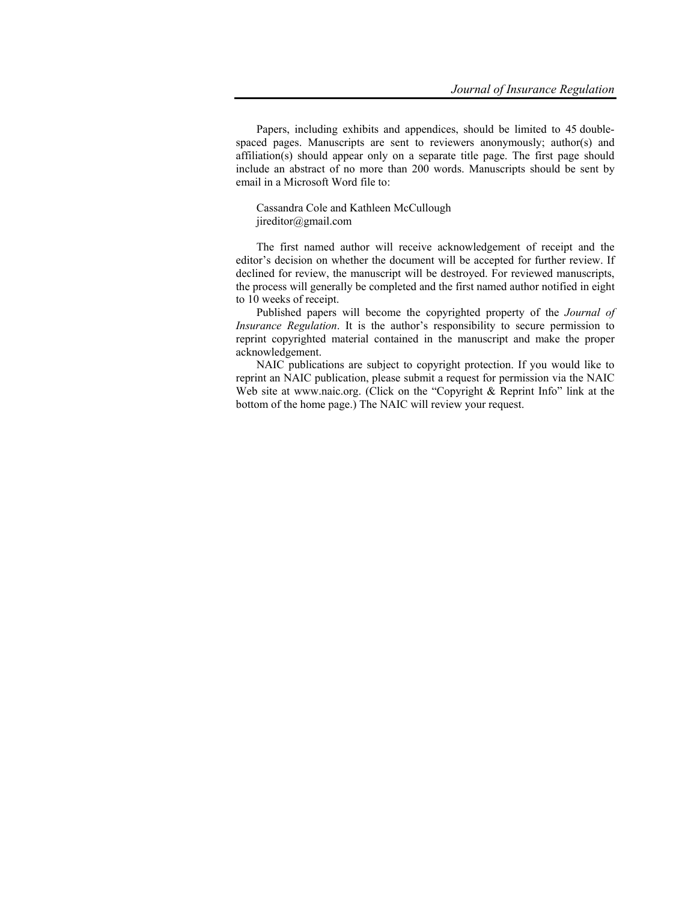Papers, including exhibits and appendices, should be limited to 45 double-spaced pages. Manuscripts are sent to reviewers anonymously; author(s) and affiliation(s) should appear only on a separate title page. The first page should include an abstract of no more than 200 words. Manuscripts should be sent by email in a Microsoft Word file to:

Cassandra Cole and Kathleen McCullough
jireditor@gmail.com

The first named author will receive acknowledgement of receipt and the editor's decision on whether the document will be accepted for further review. If declined for review, the manuscript will be destroyed. For reviewed manuscripts, the process will generally be completed and the first named author notified in eight to 10 weeks of receipt.

Published papers will become the copyrighted property of the *Journal of Insurance Regulation*. It is the author's responsibility to secure permission to reprint copyrighted material contained in the manuscript and make the proper acknowledgement.

NAIC publications are subject to copyright protection. If you would like to reprint an NAIC publication, please submit a request for permission via the NAIC Web site at www.naic.org. (Click on the "Copyright & Reprint Info" link at the bottom of the home page.) The NAIC will review your request.